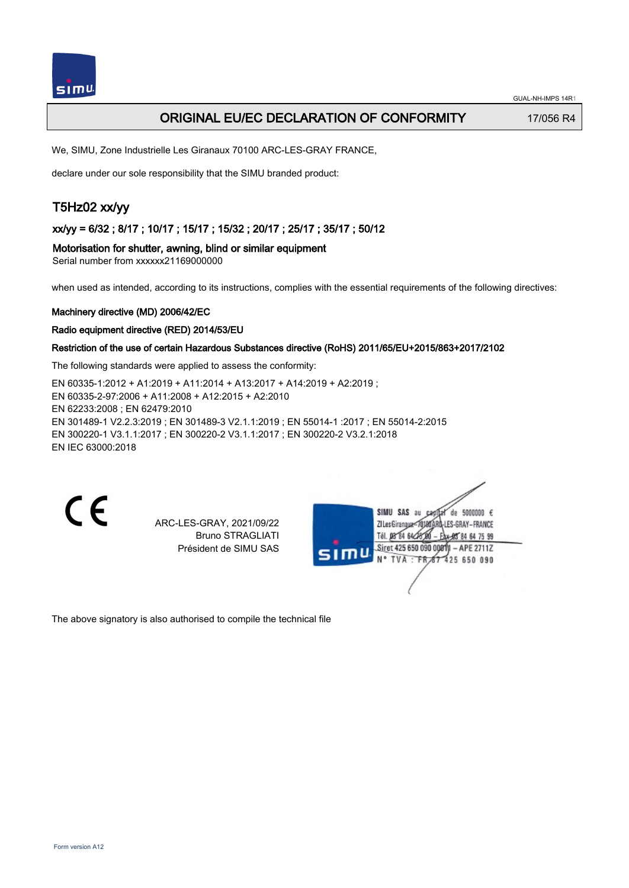# ORIGINAL EU/EC DECLARATION OF CONFORMITY

17/056 R4

We, SIMU, Zone Industrielle Les Giranaux 70100 ARC-LES-GRAY FRANCE,

declare under our sole responsibility that the SIMU branded product:

## T5Hz02 xx/yy

### xx/yy = 6/32 ; 8/17 ; 10/17 ; 15/17 ; 15/32 ; 20/17 ; 25/17 ; 35/17 ; 50/12

### Motorisation for shutter, awning, blind or similar equipment

Serial number from xxxxxx21169000000

when used as intended, according to its instructions, complies with the essential requirements of the following directives:

**Machinery directive (MD) 2006/42/EC**

**Radio equipment directive (RED) 2014/53/EU**

**Restriction of the use of certain Hazardous Substances directive (RoHS) 2011/65/EU+2015/863+2017/2102**

The following standards were applied to assess the conformity:

EN 60335-1:2012 + A1:2019 + A11:2014 + A13:2017 + A14:2019 + A2:2019 ;
EN 60335-2-97:2006 + A11:2008 + A12:2015 + A2:2010
EN 62233:2008 ; EN 62479:2010
EN 301489-1 V2.2.3:2019 ; EN 301489-3 V2.1.1:2019 ; EN 55014-1 :2017 ; EN 55014-2:2015
EN 300220-1 V3.1.1:2017 ; EN 300220-2 V3.1.1:2017 ; EN 300220-2 V3.2.1:2018
EN IEC 63000:2018

CE

ARC-LES-GRAY, 2021/09/22
Bruno STRAGLIATI
Président de SIMU SAS

SIMU SAS au capital de 5000000 €
ZI Les Giranaux 70100 ARC-LES-GRAY-FRANCE
Tél. 03 84 64 75 00 – Fax 03 84 64 75 99
Siret 425 650 090 00011 – APE 2711Z
N° TVA : FR 67 425 650 090

The above signatory is also authorised to compile the technical file

Form version A12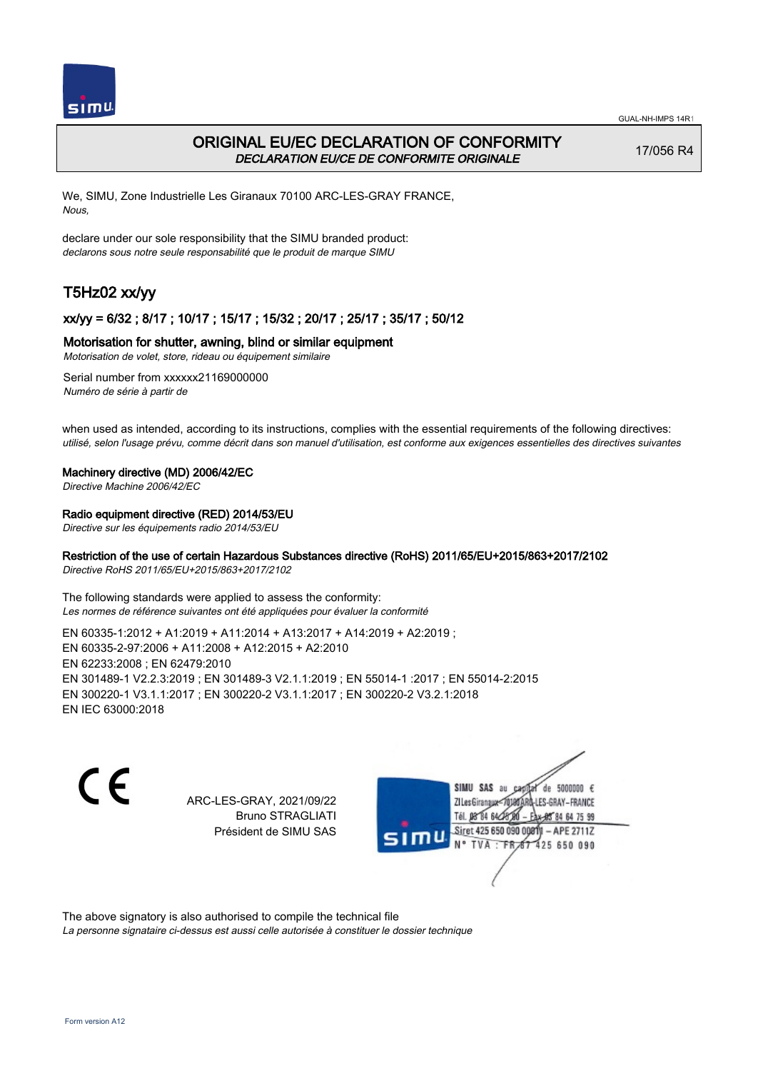# ORIGINAL EU/EC DECLARATION OF CONFORMITY

*DECLARATION EU/CE DE CONFORMITE ORIGINALE*

17/056 R4

We, SIMU, Zone Industrielle Les Giranaux 70100 ARC-LES-GRAY FRANCE,
*Nous,*

declare under our sole responsibility that the SIMU branded product:
*declarons sous notre seule responsabilité que le produit de marque SIMU*

## T5Hz02 xx/yy

### xx/yy = 6/32 ; 8/17 ; 10/17 ; 15/17 ; 15/32 ; 20/17 ; 25/17 ; 35/17 ; 50/12

### Motorisation for shutter, awning, blind or similar equipment

*Motorisation de volet, store, rideau ou équipement similaire*

Serial number from xxxxxx21169000000
*Numéro de série à partir de*

when used as intended, according to its instructions, complies with the essential requirements of the following directives:
*utilisé, selon l'usage prévu, comme décrit dans son manuel d'utilisation, est conforme aux exigences essentielles des directives suivantes*

**Machinery directive (MD) 2006/42/EC**
*Directive Machine 2006/42/EC*

**Radio equipment directive (RED) 2014/53/EU**
*Directive sur les équipements radio 2014/53/EU*

**Restriction of the use of certain Hazardous Substances directive (RoHS) 2011/65/EU+2015/863+2017/2102**
*Directive RoHS 2011/65/EU+2015/863+2017/2102*

The following standards were applied to assess the conformity:
*Les normes de référence suivantes ont été appliquées pour évaluer la conformité*

EN 60335-1:2012 + A1:2019 + A11:2014 + A13:2017 + A14:2019 + A2:2019 ;
EN 60335-2-97:2006 + A11:2008 + A12:2015 + A2:2010
EN 62233:2008 ; EN 62479:2010
EN 301489-1 V2.2.3:2019 ; EN 301489-3 V2.1.1:2019 ; EN 55014-1 :2017 ; EN 55014-2:2015
EN 300220-1 V3.1.1:2017 ; EN 300220-2 V3.1.1:2017 ; EN 300220-2 V3.2.1:2018
EN IEC 63000:2018

CE

ARC-LES-GRAY, 2021/09/22
Bruno STRAGLIATI
Président de SIMU SAS

SIMU SAS au capital de 5000000 €
ZI Les Giranaux 70100 ARC-LES-GRAY-FRANCE
Tél. 03 84 64 28 00 – Fax 03 84 64 75 99
Siret 425 650 090 00011 – APE 2711Z
N° TVA : FR 67 425 650 090

The above signatory is also authorised to compile the technical file
*La personne signataire ci-dessus est aussi celle autorisée à constituer le dossier technique*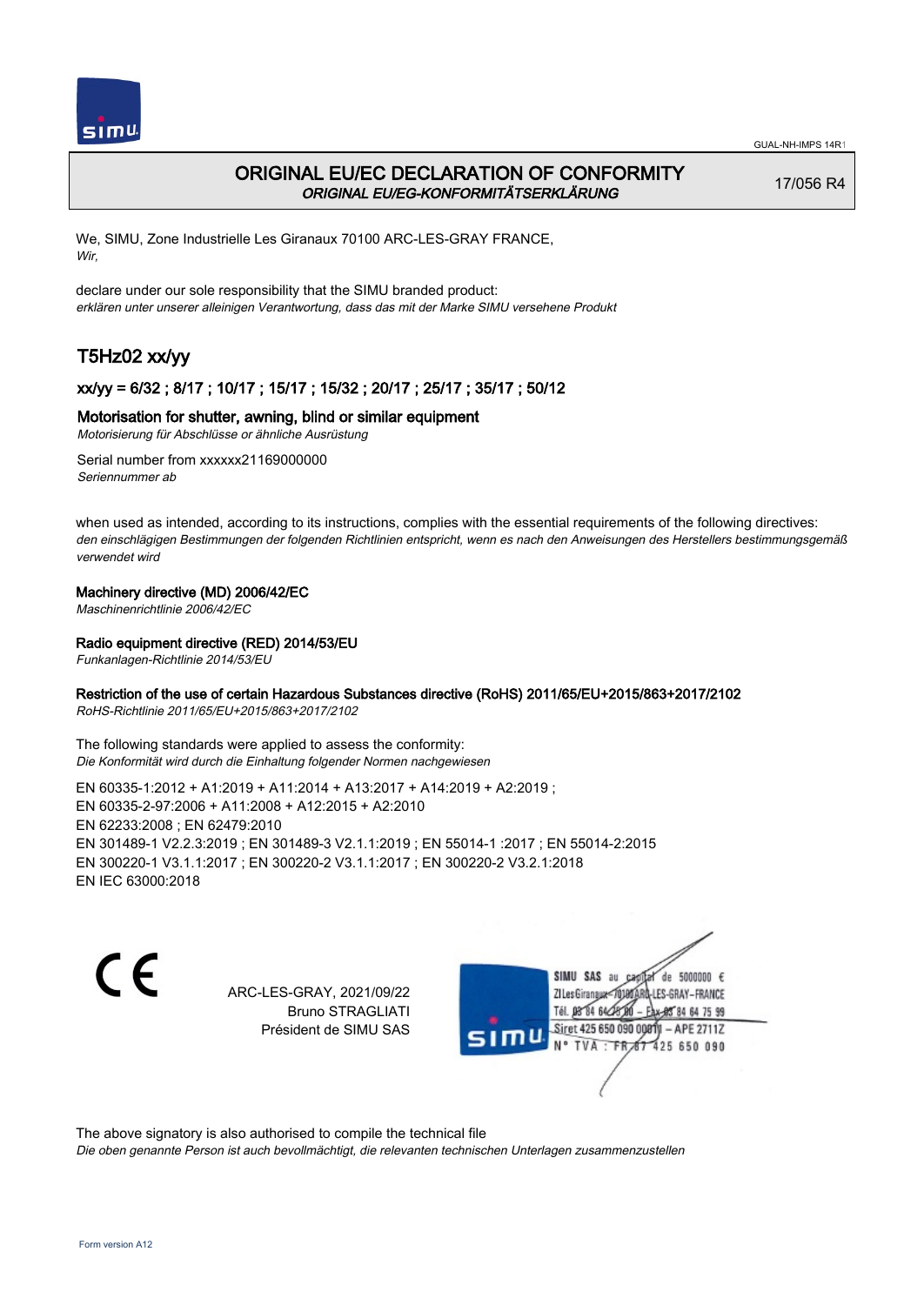# ORIGINAL EU/EC DECLARATION OF CONFORMITY

*ORIGINAL EU/EG-KONFORMITÄTSERKLÄRUNG*

17/056 R4

We, SIMU, Zone Industrielle Les Giranaux 70100 ARC-LES-GRAY FRANCE,
*Wir,*

declare under our sole responsibility that the SIMU branded product:
*erklären unter unserer alleinigen Verantwortung, dass das mit der Marke SIMU versehene Produkt*

## T5Hz02 xx/yy

### xx/yy = 6/32 ; 8/17 ; 10/17 ; 15/17 ; 15/32 ; 20/17 ; 25/17 ; 35/17 ; 50/12

### Motorisation for shutter, awning, blind or similar equipment

*Motorisierung für Abschlüsse or ähnliche Ausrüstung*

Serial number from xxxxxx21169000000
*Seriennummer ab*

when used as intended, according to its instructions, complies with the essential requirements of the following directives:
*den einschlägigen Bestimmungen der folgenden Richtlinien entspricht, wenn es nach den Anweisungen des Herstellers bestimmungsgemäß verwendet wird*

**Machinery directive (MD) 2006/42/EC**
*Maschinenrichtlinie 2006/42/EC*

**Radio equipment directive (RED) 2014/53/EU**
*Funkanlagen-Richtlinie 2014/53/EU*

**Restriction of the use of certain Hazardous Substances directive (RoHS) 2011/65/EU+2015/863+2017/2102**
*RoHS-Richtlinie 2011/65/EU+2015/863+2017/2102*

The following standards were applied to assess the conformity:
*Die Konformität wird durch die Einhaltung folgender Normen nachgewiesen*

EN 60335-1:2012 + A1:2019 + A11:2014 + A13:2017 + A14:2019 + A2:2019 ;
EN 60335-2-97:2006 + A11:2008 + A12:2015 + A2:2010
EN 62233:2008 ; EN 62479:2010
EN 301489-1 V2.2.3:2019 ; EN 301489-3 V2.1.1:2019 ; EN 55014-1 :2017 ; EN 55014-2:2015
EN 300220-1 V3.1.1:2017 ; EN 300220-2 V3.1.1:2017 ; EN 300220-2 V3.2.1:2018
EN IEC 63000:2018

CE

ARC-LES-GRAY, 2021/09/22
Bruno STRAGLIATI
Président de SIMU SAS

SIMU SAS au capital de 5000000 €
ZI Les Giranaux 70100 ARC-LES-GRAY-FRANCE
Tél. 03 84 64 75 00 – Fax 03 84 64 75 99
Siret 425 650 090 00011 – APE 2711Z
N° TVA : FR 87 425 650 090

The above signatory is also authorised to compile the technical file
*Die oben genannte Person ist auch bevollmächtigt, die relevanten technischen Unterlagen zusammenzustellen*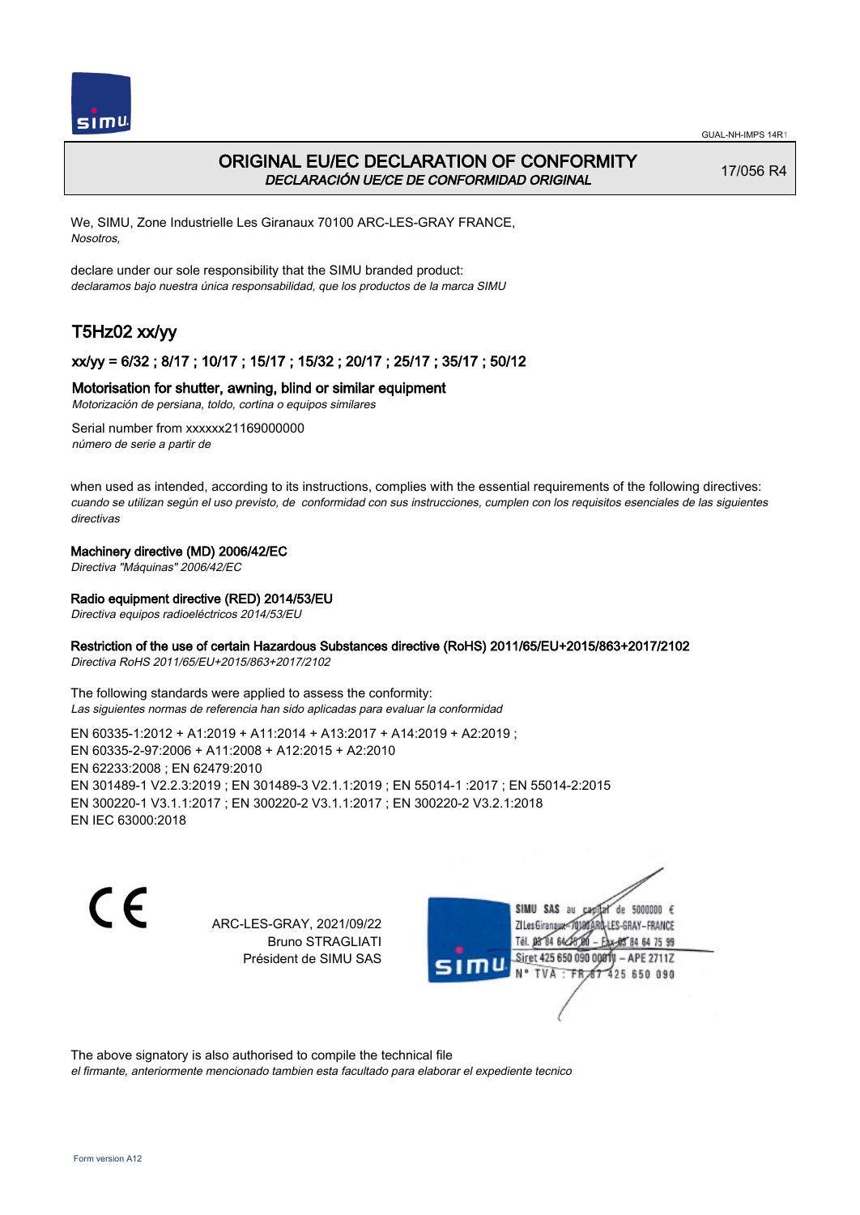# ORIGINAL EU/EC DECLARATION OF CONFORMITY

*DECLARACIÓN UE/CE DE CONFORMIDAD ORIGINAL*

17/056 R4

We, SIMU, Zone Industrielle Les Giranaux 70100 ARC-LES-GRAY FRANCE,
*Nosotros,*

declare under our sole responsibility that the SIMU branded product:
*declaramos bajo nuestra única responsabilidad, que los productos de la marca SIMU*

## T5Hz02 xx/yy

### xx/yy = 6/32 ; 8/17 ; 10/17 ; 15/17 ; 15/32 ; 20/17 ; 25/17 ; 35/17 ; 50/12

**Motorisation for shutter, awning, blind or similar equipment**
*Motorización de persiana, toldo, cortina o equipos similares*

Serial number from xxxxxx21169000000
*número de serie a partir de*

when used as intended, according to its instructions, complies with the essential requirements of the following directives:
*cuando se utilizan según el uso previsto, de conformidad con sus instrucciones, cumplen con los requisitos esenciales de las siguientes directivas*

**Machinery directive (MD) 2006/42/EC**
*Directiva "Máquinas" 2006/42/EC*

**Radio equipment directive (RED) 2014/53/EU**
*Directiva equipos radioeléctricos 2014/53/EU*

**Restriction of the use of certain Hazardous Substances directive (RoHS) 2011/65/EU+2015/863+2017/2102**
*Directiva RoHS 2011/65/EU+2015/863+2017/2102*

The following standards were applied to assess the conformity:
*Las siguientes normas de referencia han sido aplicadas para evaluar la conformidad*

EN 60335-1:2012 + A1:2019 + A11:2014 + A13:2017 + A14:2019 + A2:2019 ;
EN 60335-2-97:2006 + A11:2008 + A12:2015 + A2:2010
EN 62233:2008 ; EN 62479:2010
EN 301489-1 V2.2.3:2019 ; EN 301489-3 V2.1.1:2019 ; EN 55014-1 :2017 ; EN 55014-2:2015
EN 300220-1 V3.1.1:2017 ; EN 300220-2 V3.1.1:2017 ; EN 300220-2 V3.2.1:2018
EN IEC 63000:2018

CE

ARC-LES-GRAY, 2021/09/22
Bruno STRAGLIATI
Président de SIMU SAS

SIMU SAS au capital de 5000000 €
ZI Les Giranaux 70100 ARC-LES-GRAY-FRANCE
Tél. 03 84 64 75 00 – Fax 03 84 64 75 99
Siret 425 650 090 00011 – APE 2711Z
N° TVA : FR 87 425 650 090

The above signatory is also authorised to compile the technical file
*el firmante, anteriormente mencionado tambien esta facultado para elaborar el expediente tecnico*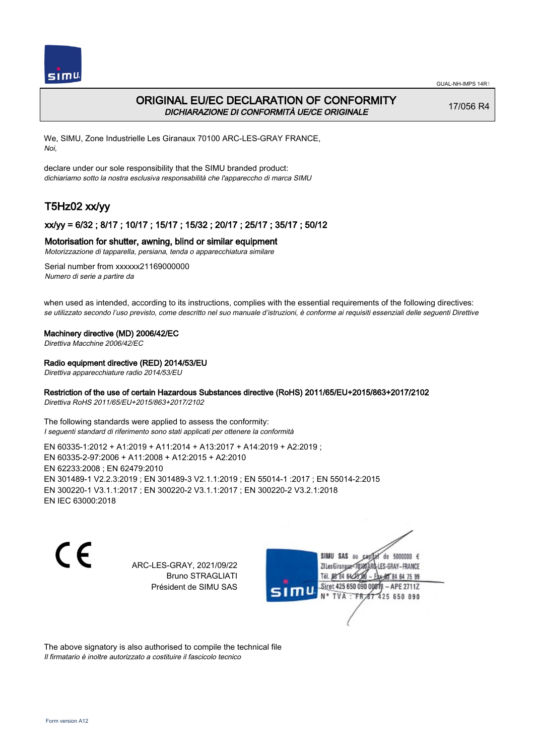# ORIGINAL EU/EC DECLARATION OF CONFORMITY
*DICHIARAZIONE DI CONFORMITÀ UE/CE ORIGINALE*

17/056 R4

We, SIMU, Zone Industrielle Les Giranaux 70100 ARC-LES-GRAY FRANCE,
*Noi,*

declare under our sole responsibility that the SIMU branded product:
*dichiariamo sotto la nostra esclusiva responsabilità che l'apparecchio di marca SIMU*

## T5Hz02 xx/yy

### xx/yy = 6/32 ; 8/17 ; 10/17 ; 15/17 ; 15/32 ; 20/17 ; 25/17 ; 35/17 ; 50/12

**Motorisation for shutter, awning, blind or similar equipment**
*Motorizzazione di tapparella, persiana, tenda o apparecchiatura similare*

Serial number from xxxxxx21169000000
*Numero di serie a partire da*

when used as intended, according to its instructions, complies with the essential requirements of the following directives:
*se utilizzato secondo l'uso previsto, come descritto nel suo manuale d'istruzioni, è conforme ai requisiti essenziali delle seguenti Direttive*

**Machinery directive (MD) 2006/42/EC**
*Direttiva Macchine 2006/42/EC*

**Radio equipment directive (RED) 2014/53/EU**
*Direttiva apparecchiature radio 2014/53/EU*

**Restriction of the use of certain Hazardous Substances directive (RoHS) 2011/65/EU+2015/863+2017/2102**
*Direttiva RoHS 2011/65/EU+2015/863+2017/2102*

The following standards were applied to assess the conformity:
*I seguenti standard di riferimento sono stati applicati per ottenere la conformità*

EN 60335-1:2012 + A1:2019 + A11:2014 + A13:2017 + A14:2019 + A2:2019 ;
EN 60335-2-97:2006 + A11:2008 + A12:2015 + A2:2010
EN 62233:2008 ; EN 62479:2010
EN 301489-1 V2.2.3:2019 ; EN 301489-3 V2.1.1:2019 ; EN 55014-1 :2017 ; EN 55014-2:2015
EN 300220-1 V3.1.1:2017 ; EN 300220-2 V3.1.1:2017 ; EN 300220-2 V3.2.1:2018
EN IEC 63000:2018

CE

ARC-LES-GRAY, 2021/09/22
Bruno STRAGLIATI
Président de SIMU SAS

SIMU SAS au capital de 5000000 €
ZI Les Giranaux 70100 ARC-LES-GRAY-FRANCE
Tél. 03 84 64 75 00 – Fax 03 84 64 75 99
Siret 425 650 090 00011 – APE 2711Z
N° TVA : FR 67 425 650 090

The above signatory is also authorised to compile the technical file
*Il firmatario è inoltre autorizzato a costituire il fascicolo tecnico*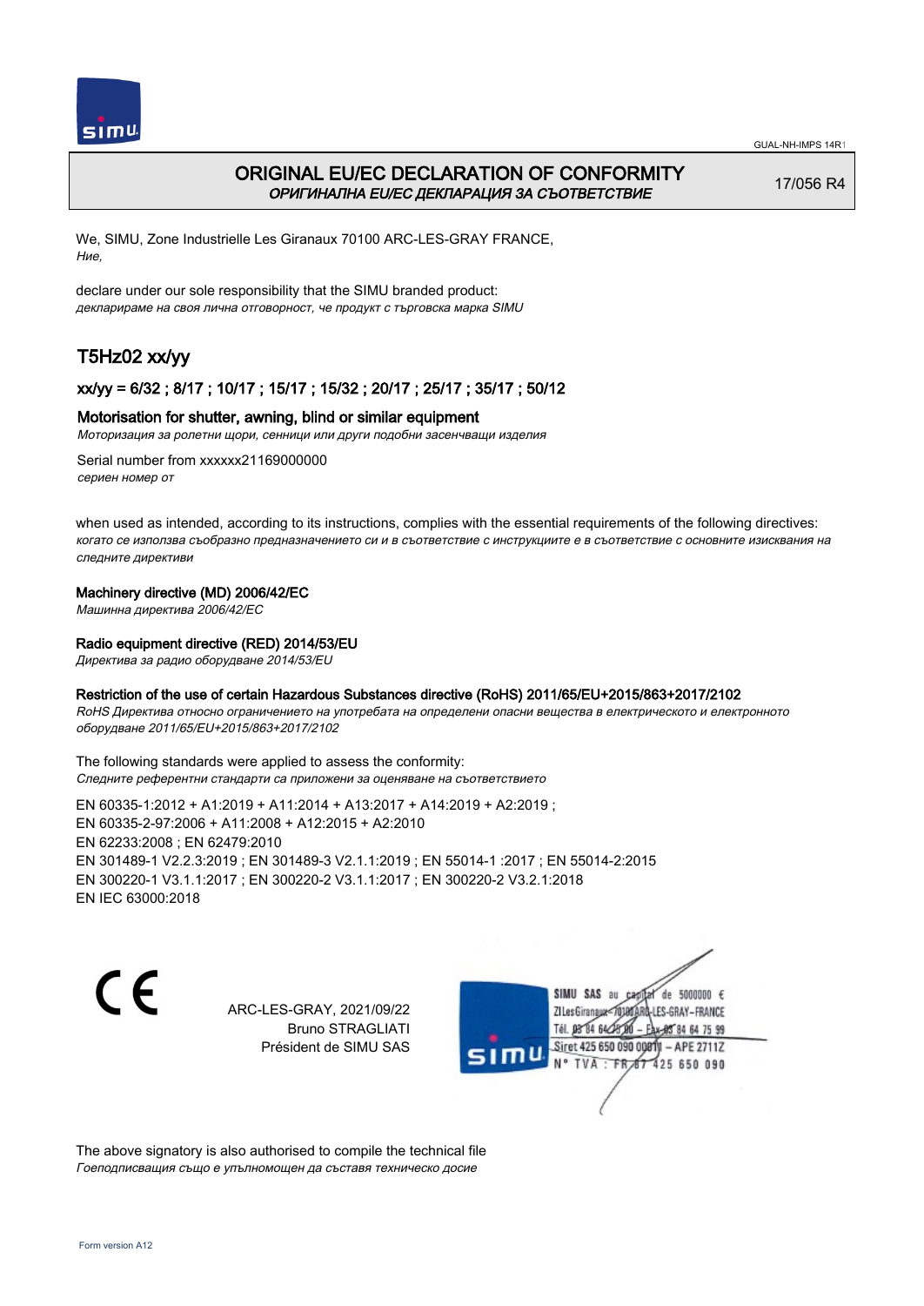# ORIGINAL EU/EC DECLARATION OF CONFORMITY
*ОРИГИНАЛНА EU/EC ДЕКЛАРАЦИЯ ЗА СЪОТВЕТСТВИЕ*

17/056 R4

We, SIMU, Zone Industrielle Les Giranaux 70100 ARC-LES-GRAY FRANCE,
*Ние,*

declare under our sole responsibility that the SIMU branded product:
*декларираме на своя лична отговорност, че продукт с търговска марка SIMU*

## T5Hz02 xx/yy

### xx/yy = 6/32 ; 8/17 ; 10/17 ; 15/17 ; 15/32 ; 20/17 ; 25/17 ; 35/17 ; 50/12

### Motorisation for shutter, awning, blind or similar equipment
*Моторизация за ролетни щори, сенници или други подобни засенчващи изделия*

Serial number from xxxxxx21169000000
*сериен номер от*

when used as intended, according to its instructions, complies with the essential requirements of the following directives:
*когато се използва съобразно предназначението си и в съответствие с инструкциите е в съответствие с основните изисквания на следните директиви*

**Machinery directive (MD) 2006/42/EC**
*Машинна директива 2006/42/EC*

**Radio equipment directive (RED) 2014/53/EU**
*Директива за радио оборудване 2014/53/EU*

**Restriction of the use of certain Hazardous Substances directive (RoHS) 2011/65/EU+2015/863+2017/2102**
*RoHS Директива относно ограничението на употребата на определени опасни вещества в електрическото и електронното оборудване 2011/65/EU+2015/863+2017/2102*

The following standards were applied to assess the conformity:
*Следните референтни стандарти са приложени за оценяване на съответствието*

EN 60335-1:2012 + A1:2019 + A11:2014 + A13:2017 + A14:2019 + A2:2019 ;
EN 60335-2-97:2006 + A11:2008 + A12:2015 + A2:2010
EN 62233:2008 ; EN 62479:2010
EN 301489-1 V2.2.3:2019 ; EN 301489-3 V2.1.1:2019 ; EN 55014-1 :2017 ; EN 55014-2:2015
EN 300220-1 V3.1.1:2017 ; EN 300220-2 V3.1.1:2017 ; EN 300220-2 V3.2.1:2018
EN IEC 63000:2018

CE

ARC-LES-GRAY, 2021/09/22
Bruno STRAGLIATI
Président de SIMU SAS

SIMU SAS au capital de 5000000 €
ZI Les Giranaux 70100 ARC-LES-GRAY-FRANCE
Tél. 03 84 64 75 00 – Fax 03 84 64 75 99
Siret 425 650 090 00011 – APE 2711Z
N° TVA : FR 87 425 650 090

The above signatory is also authorised to compile the technical file
*Геподписващия също е упълномощен да съставя техническо досие*

Form version A12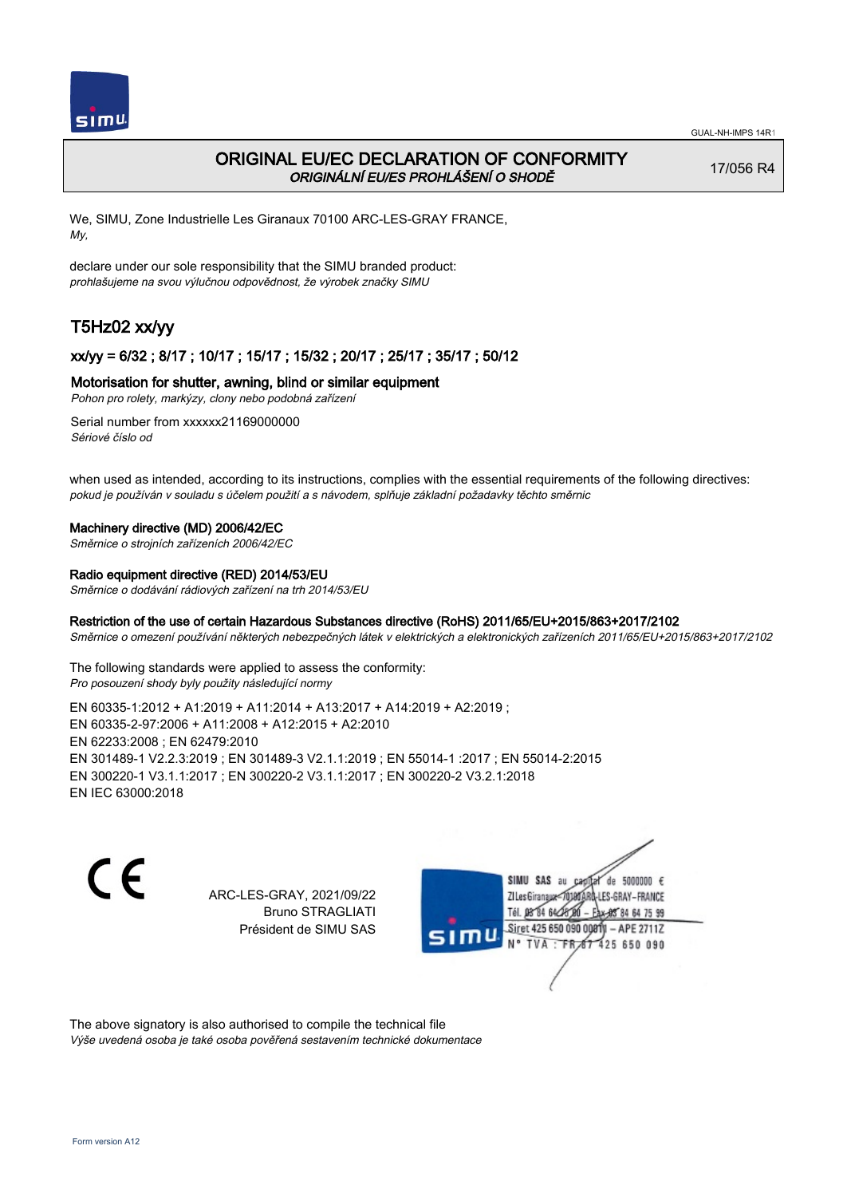# ORIGINAL EU/EC DECLARATION OF CONFORMITY
*ORIGINÁLNÍ EU/ES PROHLÁŠENÍ O SHODĚ*

17/056 R4

We, SIMU, Zone Industrielle Les Giranaux 70100 ARC-LES-GRAY FRANCE,
*My,*

declare under our sole responsibility that the SIMU branded product:
*prohlašujeme na svou výlučnou odpovědnost, že výrobek značky SIMU*

## T5Hz02 xx/yy

### xx/yy = 6/32 ; 8/17 ; 10/17 ; 15/17 ; 15/32 ; 20/17 ; 25/17 ; 35/17 ; 50/12

**Motorisation for shutter, awning, blind or similar equipment**
*Pohon pro rolety, markýzy, clony nebo podobná zařízení*

Serial number from xxxxxx21169000000
*Sériové číslo od*

when used as intended, according to its instructions, complies with the essential requirements of the following directives:
*pokud je používán v souladu s účelem použití a s návodem, splňuje základní požadavky těchto směrnic*

**Machinery directive (MD) 2006/42/EC**
*Směrnice o strojních zařízeních 2006/42/EC*

**Radio equipment directive (RED) 2014/53/EU**
*Směrnice o dodávání rádiových zařízení na trh 2014/53/EU*

**Restriction of the use of certain Hazardous Substances directive (RoHS) 2011/65/EU+2015/863+2017/2102**
*Směrnice o omezení používání některých nebezpečných látek v elektrických a elektronických zařízeních 2011/65/EU+2015/863+2017/2102*

The following standards were applied to assess the conformity:
*Pro posouzení shody byly použity následující normy*

EN 60335-1:2012 + A1:2019 + A11:2014 + A13:2017 + A14:2019 + A2:2019 ;
EN 60335-2-97:2006 + A11:2008 + A12:2015 + A2:2010
EN 62233:2008 ; EN 62479:2010
EN 301489-1 V2.2.3:2019 ; EN 301489-3 V2.1.1:2019 ; EN 55014-1 :2017 ; EN 55014-2:2015
EN 300220-1 V3.1.1:2017 ; EN 300220-2 V3.1.1:2017 ; EN 300220-2 V3.2.1:2018
EN IEC 63000:2018

CE

ARC-LES-GRAY, 2021/09/22
Bruno STRAGLIATI
Président de SIMU SAS

SIMU SAS au capital de 5000000 €
ZI Les Giranaux 70100 ARC-LES-GRAY-FRANCE
Tél. 03 84 64 75 00 – Fax 03 84 64 75 99
Siret 425 650 090 00011 – APE 2711Z
N° TVA : FR 67 425 650 090

The above signatory is also authorised to compile the technical file
*Výše uvedená osoba je také osoba pověřená sestavením technické dokumentace*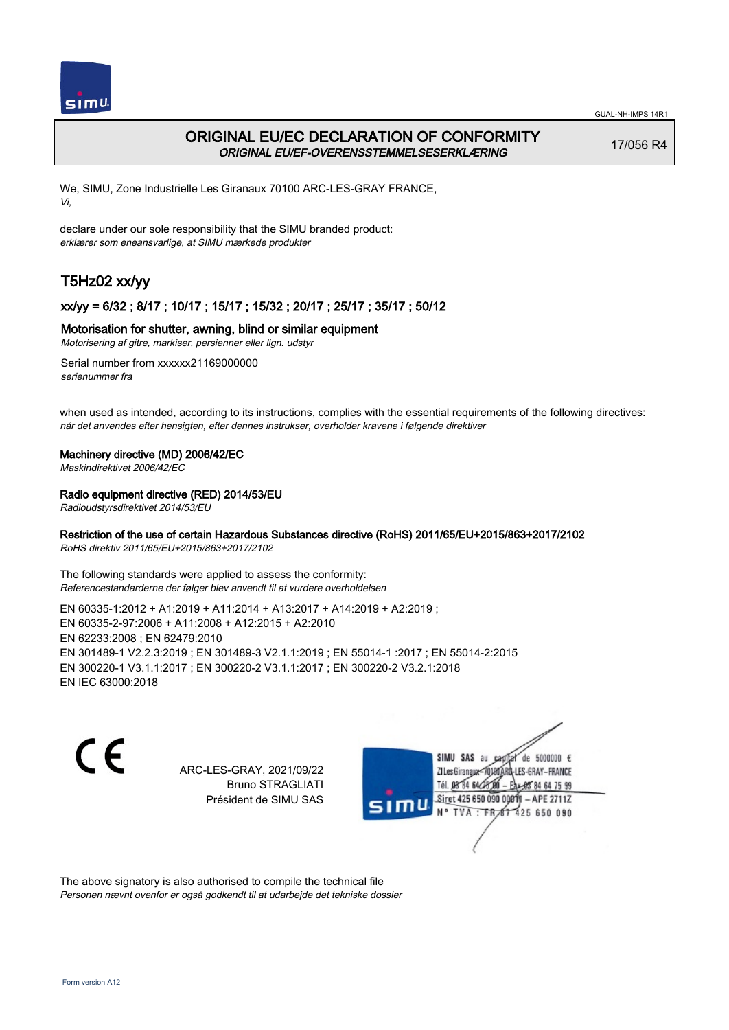# ORIGINAL EU/EC DECLARATION OF CONFORMITY

*ORIGINAL EU/EF-OVERENSSTEMMELSESERKLÆRING*

17/056 R4

We, SIMU, Zone Industrielle Les Giranaux 70100 ARC-LES-GRAY FRANCE,
*Vi,*

declare under our sole responsibility that the SIMU branded product:
*erklærer som eneansvarlige, at SIMU mærkede produkter*

## T5Hz02 xx/yy

### xx/yy = 6/32 ; 8/17 ; 10/17 ; 15/17 ; 15/32 ; 20/17 ; 25/17 ; 35/17 ; 50/12

### Motorisation for shutter, awning, blind or similar equipment

*Motorisering af gitre, markiser, persienner eller lign. udstyr*

Serial number from xxxxxx21169000000
*serienummer fra*

when used as intended, according to its instructions, complies with the essential requirements of the following directives:
*når det anvendes efter hensigten, efter dennes instrukser, overholder kravene i følgende direktiver*

**Machinery directive (MD) 2006/42/EC**
*Maskindirektivet 2006/42/EC*

**Radio equipment directive (RED) 2014/53/EU**
*Radioudstyrsdirektivet 2014/53/EU*

**Restriction of the use of certain Hazardous Substances directive (RoHS) 2011/65/EU+2015/863+2017/2102**
*RoHS direktiv 2011/65/EU+2015/863+2017/2102*

The following standards were applied to assess the conformity:
*Referencestandarderne der følger blev anvendt til at vurdere overholdelsen*

EN 60335-1:2012 + A1:2019 + A11:2014 + A13:2017 + A14:2019 + A2:2019 ;
EN 60335-2-97:2006 + A11:2008 + A12:2015 + A2:2010
EN 62233:2008 ; EN 62479:2010
EN 301489-1 V2.2.3:2019 ; EN 301489-3 V2.1.1:2019 ; EN 55014-1 :2017 ; EN 55014-2:2015
EN 300220-1 V3.1.1:2017 ; EN 300220-2 V3.1.1:2017 ; EN 300220-2 V3.2.1:2018
EN IEC 63000:2018

CE

ARC-LES-GRAY, 2021/09/22
Bruno STRAGLIATI
Président de SIMU SAS

SIMU SAS au capital de 5000000 €
ZI Les Giranaux 70100 ARC-LES-GRAY-FRANCE
Tél. 03 84 64 75 00 – Fax 03 84 64 75 99
Siret 425 650 090 00011 – APE 2711Z
N° TVA : FR 67 425 650 090

The above signatory is also authorised to compile the technical file
*Personen nævnt ovenfor er også godkendt til at udarbejde det tekniske dossier*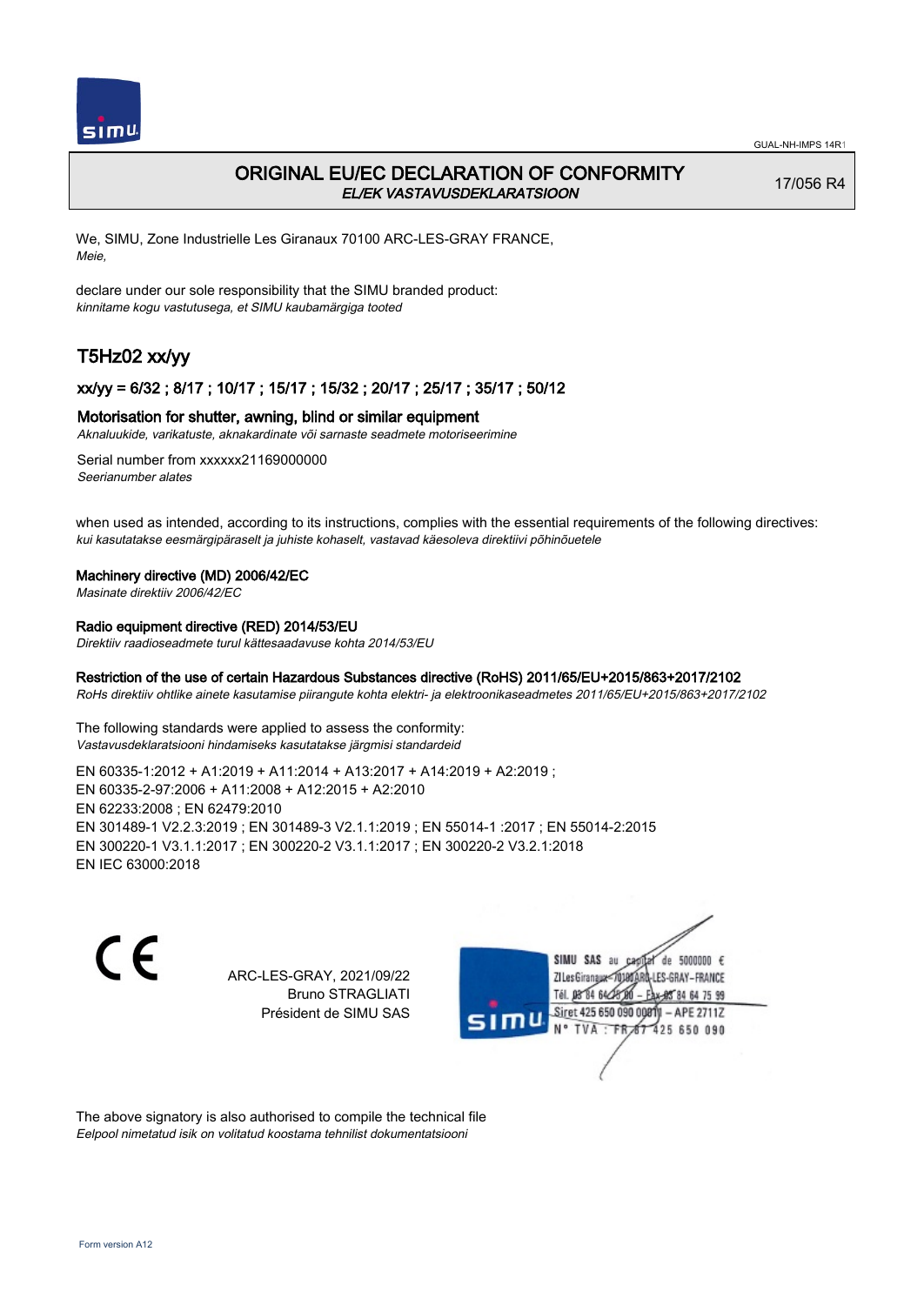# ORIGINAL EU/EC DECLARATION OF CONFORMITY

*EL/EK VASTAVUSDEKLARATSIOON*

17/056 R4

We, SIMU, Zone Industrielle Les Giranaux 70100 ARC-LES-GRAY FRANCE,
*Meie,*

declare under our sole responsibility that the SIMU branded product:
*kinnitame kogu vastutusega, et SIMU kaubamärgiga tooted*

## T5Hz02 xx/yy

### xx/yy = 6/32 ; 8/17 ; 10/17 ; 15/17 ; 15/32 ; 20/17 ; 25/17 ; 35/17 ; 50/12

**Motorisation for shutter, awning, blind or similar equipment**
*Aknaluukide, varikatuste, aknakardinate või sarnaste seadmete motoriseerimine*

Serial number from xxxxxx21169000000
*Seerianumber alates*

when used as intended, according to its instructions, complies with the essential requirements of the following directives:
*kui kasutatakse eesmärgipäraselt ja juhiste kohaselt, vastavad käesoleva direktiivi põhinõuetele*

**Machinery directive (MD) 2006/42/EC**
*Masinate direktiiv 2006/42/EC*

**Radio equipment directive (RED) 2014/53/EU**
*Direktiiv raadioseadmete turul kättesaadavuse kohta 2014/53/EU*

**Restriction of the use of certain Hazardous Substances directive (RoHS) 2011/65/EU+2015/863+2017/2102**
*RoHs direktiiv ohtlike ainete kasutamise piirangute kohta elektri- ja elektroonikaseadmetes 2011/65/EU+2015/863+2017/2102*

The following standards were applied to assess the conformity:
*Vastavusdeklaratsiooni hindamiseks kasutatakse järgmisi standardeid*

EN 60335-1:2012 + A1:2019 + A11:2014 + A13:2017 + A14:2019 + A2:2019 ;
EN 60335-2-97:2006 + A11:2008 + A12:2015 + A2:2010
EN 62233:2008 ; EN 62479:2010
EN 301489-1 V2.2.3:2019 ; EN 301489-3 V2.1.1:2019 ; EN 55014-1 :2017 ; EN 55014-2:2015
EN 300220-1 V3.1.1:2017 ; EN 300220-2 V3.1.1:2017 ; EN 300220-2 V3.2.1:2018
EN IEC 63000:2018

CE

ARC-LES-GRAY, 2021/09/22
Bruno STRAGLIATI
Président de SIMU SAS

SIMU SAS au capital de 5000000 €
ZI Les Giranaux 70100 ARC-LES-GRAY-FRANCE
Tél. 03 84 64 75 00 – Fax 03 84 64 75 99
Siret 425 650 090 00011 – APE 2711Z
N° TVA : FR 67 425 650 090

The above signatory is also authorised to compile the technical file
*Eelpool nimetatud isik on volitatud koostama tehnilist dokumentatsiooni*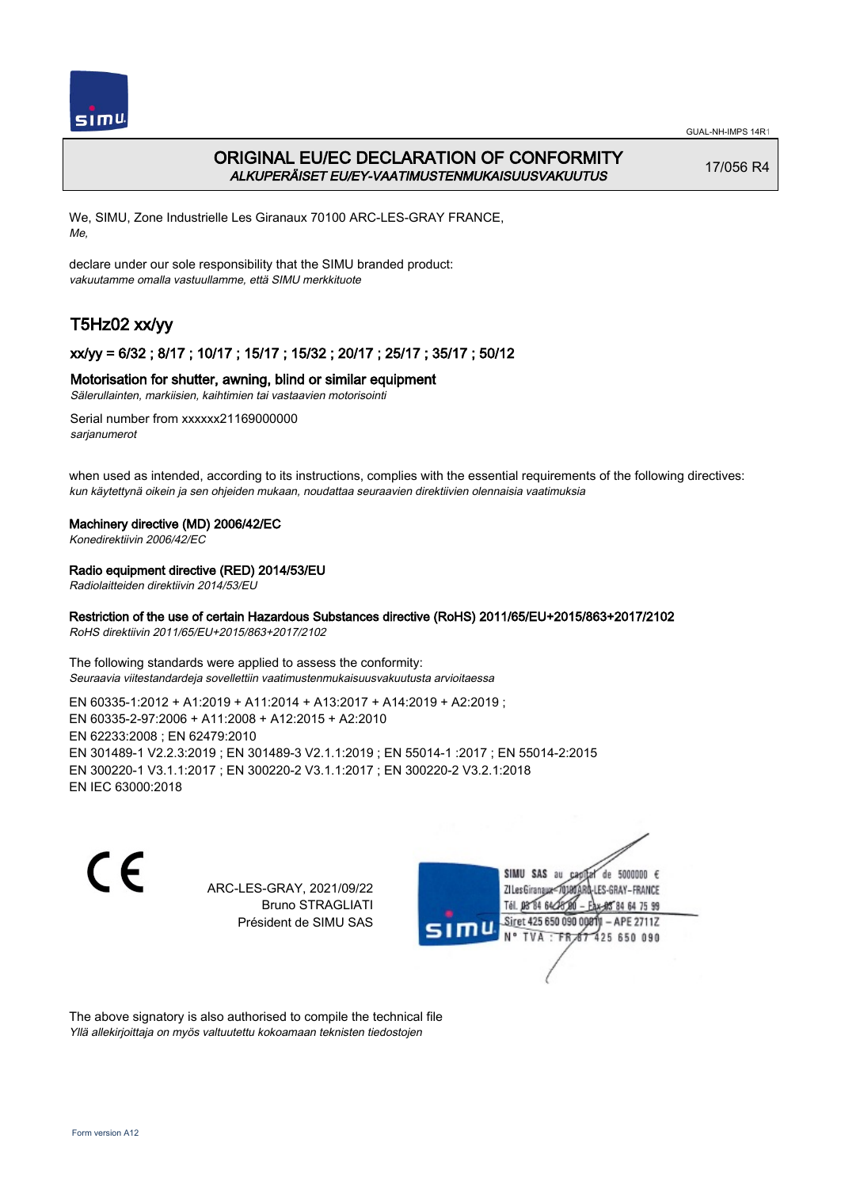GUAL-NH-IMPS 14R1

# ORIGINAL EU/EC DECLARATION OF CONFORMITY
*ALKUPERÄISET EU/EY-VAATIMUSTENMUKAISUUSVAKUUTUS*

17/056 R4

We, SIMU, Zone Industrielle Les Giranaux 70100 ARC-LES-GRAY FRANCE,
*Me,*

declare under our sole responsibility that the SIMU branded product:
*vakuutamme omalla vastuullamme, että SIMU merkkituote*

## T5Hz02 xx/yy

### xx/yy = 6/32 ; 8/17 ; 10/17 ; 15/17 ; 15/32 ; 20/17 ; 25/17 ; 35/17 ; 50/12

**Motorisation for shutter, awning, blind or similar equipment**
*Sälerullainten, markiisien, kaihtimien tai vastaavien motorisointi*

Serial number from xxxxxx21169000000
*sarjanumerot*

when used as intended, according to its instructions, complies with the essential requirements of the following directives:
*kun käytettynä oikein ja sen ohjeiden mukaan, noudattaa seuraavien direktiivien olennaisia vaatimuksia*

**Machinery directive (MD) 2006/42/EC**
*Konedirektiivin 2006/42/EC*

**Radio equipment directive (RED) 2014/53/EU**
*Radiolaitteiden direktiivin 2014/53/EU*

**Restriction of the use of certain Hazardous Substances directive (RoHS) 2011/65/EU+2015/863+2017/2102**
*RoHS direktiivin 2011/65/EU+2015/863+2017/2102*

The following standards were applied to assess the conformity:
*Seuraavia viitestandardeja sovellettiin vaatimustenmukaisuusvakuutusta arvioitaessa*

EN 60335-1:2012 + A1:2019 + A11:2014 + A13:2017 + A14:2019 + A2:2019 ;
EN 60335-2-97:2006 + A11:2008 + A12:2015 + A2:2010
EN 62233:2008 ; EN 62479:2010
EN 301489-1 V2.2.3:2019 ; EN 301489-3 V2.1.1:2019 ; EN 55014-1 :2017 ; EN 55014-2:2015
EN 300220-1 V3.1.1:2017 ; EN 300220-2 V3.1.1:2017 ; EN 300220-2 V3.2.1:2018
EN IEC 63000:2018

ARC-LES-GRAY, 2021/09/22
Bruno STRAGLIATI
Président de SIMU SAS

SIMU SAS au capital de 5000000 €
ZI Les Giranaux 70100 ARC-LES-GRAY-FRANCE
Tél. 03 84 64 75 00 – Fax 03 84 64 75 99
Siret 425 650 090 00011 – APE 2711Z
N° TVA : FR 67 425 650 090

The above signatory is also authorised to compile the technical file
*Yllä allekirjoittaja on myös valtuutettu kokoamaan teknisten tiedostojen*

Form version A12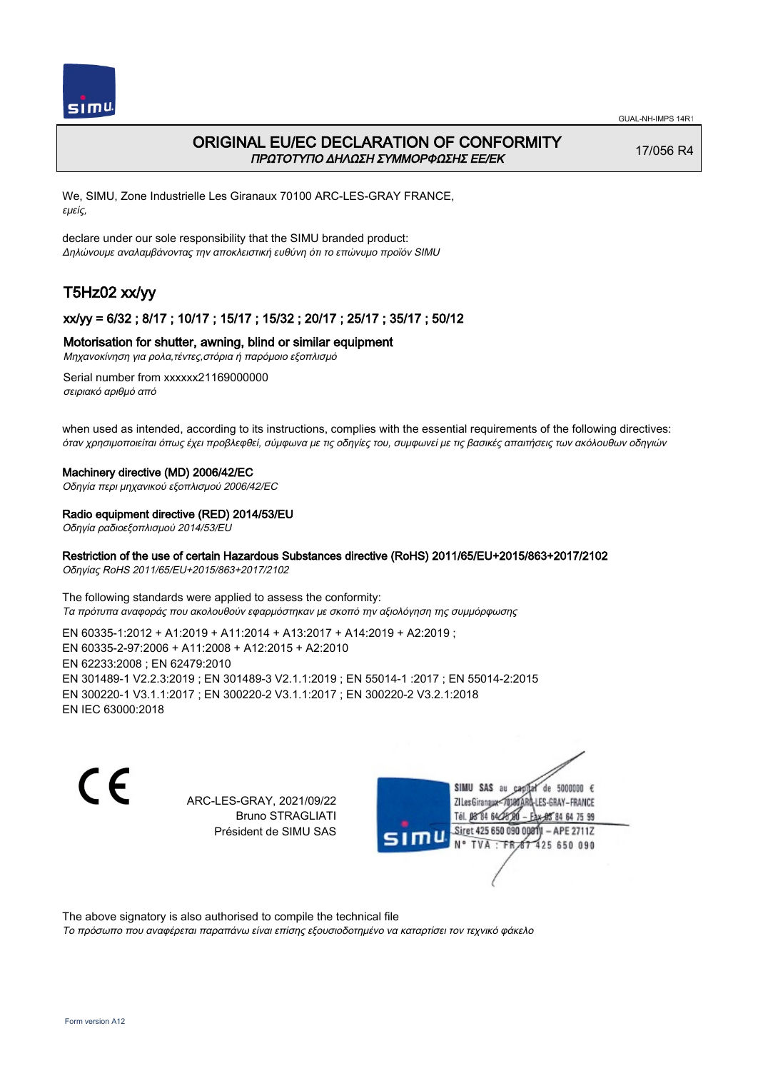GUAL-NH-IMPS 14R1

# ORIGINAL EU/EC DECLARATION OF CONFORMITY

*ΠΡΩΤΟΤΥΠΟ ΔΗΛΩΣΗ ΣΥΜΜΟΡΦΩΣΗΣ ΕΕ/ΕΚ*

17/056 R4

We, SIMU, Zone Industrielle Les Giranaux 70100 ARC-LES-GRAY FRANCE,
*εμείς,*

declare under our sole responsibility that the SIMU branded product:
*Δηλώνουμε αναλαμβάνοντας την αποκλειστική ευθύνη ότι το επώνυμο προϊόν SIMU*

## T5Hz02 xx/yy

### xx/yy = 6/32 ; 8/17 ; 10/17 ; 15/17 ; 15/32 ; 20/17 ; 25/17 ; 35/17 ; 50/12

**Motorisation for shutter, awning, blind or similar equipment**
*Μηχανοκίνηση για ρολα,τέντες,στόρια ή παρόμοιο εξοπλισμό*

Serial number from xxxxxx21169000000
*σειριακό αριθμό από*

when used as intended, according to its instructions, complies with the essential requirements of the following directives:
*όταν χρησιμοποιείται όπως έχει προβλεφθεί, σύμφωνα με τις οδηγίες του, συμφωνεί με τις βασικές απαιτήσεις των ακόλουθων οδηγιών*

**Machinery directive (MD) 2006/42/EC**
*Οδηγία περι μηχανικού εξοπλισμού 2006/42/EC*

**Radio equipment directive (RED) 2014/53/EU**
*Οδηγία ραδιοεξοπλισμού 2014/53/EU*

**Restriction of the use of certain Hazardous Substances directive (RoHS) 2011/65/EU+2015/863+2017/2102**
*Οδηγίας RoHS 2011/65/EU+2015/863+2017/2102*

The following standards were applied to assess the conformity:
*Τα πρότυπα αναφοράς που ακολουθούν εφαρμόστηκαν με σκοπό την αξιολόγηση της συμμόρφωσης*

EN 60335-1:2012 + A1:2019 + A11:2014 + A13:2017 + A14:2019 + A2:2019 ;
EN 60335-2-97:2006 + A11:2008 + A12:2015 + A2:2010
EN 62233:2008 ; EN 62479:2010
EN 301489-1 V2.2.3:2019 ; EN 301489-3 V2.1.1:2019 ; EN 55014-1 :2017 ; EN 55014-2:2015
EN 300220-1 V3.1.1:2017 ; EN 300220-2 V3.1.1:2017 ; EN 300220-2 V3.2.1:2018
EN IEC 63000:2018

CE

ARC-LES-GRAY, 2021/09/22
Bruno STRAGLIATI
Président de SIMU SAS

SIMU SAS au capital de 5000000 €
ZI Les Giranaux 70100 ARC-LES-GRAY-FRANCE
Tél. 03 84 64 75 00 – Fax 03 84 64 75 99
Siret 425 650 090 00011 – APE 2711Z
N° TVA : FR 67 425 650 090

The above signatory is also authorised to compile the technical file
*Το πρόσωπο που αναφέρεται παραπάνω είναι επίσης εξουσιοδοτημένο να καταρτίσει τον τεχνικό φάκελο*

Form version A12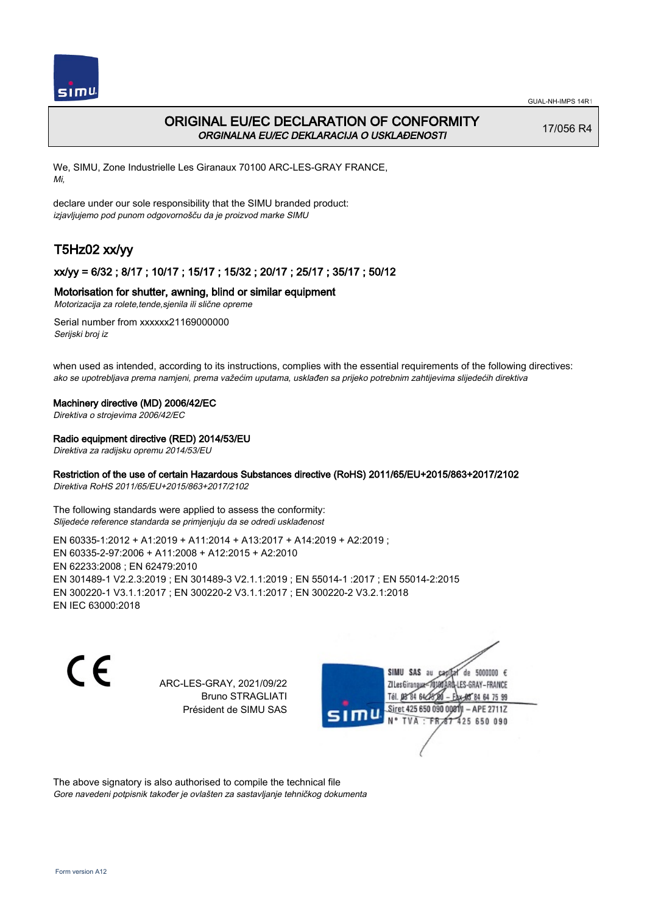# ORIGINAL EU/EC DECLARATION OF CONFORMITY

*ORGINALNA EU/EC DEKLARACIJA O USKLAĐENOSTI*

17/056 R4

We, SIMU, Zone Industrielle Les Giranaux 70100 ARC-LES-GRAY FRANCE,
*Mi,*

declare under our sole responsibility that the SIMU branded product:
*izjavljujemo pod punom odgovornošču da je proizvod marke SIMU*

## T5Hz02 xx/yy

### xx/yy = 6/32 ; 8/17 ; 10/17 ; 15/17 ; 15/32 ; 20/17 ; 25/17 ; 35/17 ; 50/12

### Motorisation for shutter, awning, blind or similar equipment

*Motorizacija za rolete,tende,sjenila ili slične opreme*

Serial number from xxxxxx21169000000
*Serijski broj iz*

when used as intended, according to its instructions, complies with the essential requirements of the following directives:
*ako se upotrebljava prema namjeni, prema važećim uputama, usklađen sa prijeko potrebnim zahtijevima slijedećih direktiva*

**Machinery directive (MD) 2006/42/EC**
*Direktiva o strojevima 2006/42/EC*

**Radio equipment directive (RED) 2014/53/EU**
*Direktiva za radijsku opremu 2014/53/EU*

**Restriction of the use of certain Hazardous Substances directive (RoHS) 2011/65/EU+2015/863+2017/2102**
*Direktiva RoHS 2011/65/EU+2015/863+2017/2102*

The following standards were applied to assess the conformity:
*Slijedeće reference standarda se primjenjuju da se odredi usklađenost*

EN 60335-1:2012 + A1:2019 + A11:2014 + A13:2017 + A14:2019 + A2:2019 ;
EN 60335-2-97:2006 + A11:2008 + A12:2015 + A2:2010
EN 62233:2008 ; EN 62479:2010
EN 301489-1 V2.2.3:2019 ; EN 301489-3 V2.1.1:2019 ; EN 55014-1 :2017 ; EN 55014-2:2015
EN 300220-1 V3.1.1:2017 ; EN 300220-2 V3.1.1:2017 ; EN 300220-2 V3.2.1:2018
EN IEC 63000:2018

CE

ARC-LES-GRAY, 2021/09/22
Bruno STRAGLIATI
Président de SIMU SAS

SIMU SAS au capital de 5000000 €
ZI Les Giranaux 70100 ARC-LES-GRAY-FRANCE
Tél. 03 84 64 75 00 – Fax 03 84 64 75 99
Siret 425 650 090 00011 – APE 2711Z
N° TVA : FR 67 425 650 090

The above signatory is also authorised to compile the technical file
*Gore navedeni potpisnik također je ovlašten za sastavljanje tehničkog dokumenta*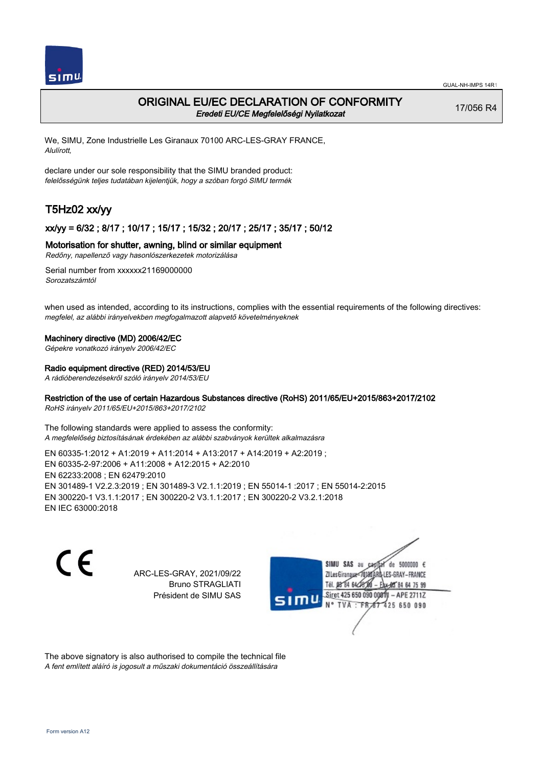# ORIGINAL EU/EC DECLARATION OF CONFORMITY
*Eredeti EU/CE Megfelelőségi Nyilatkozat*

17/056 R4

We, SIMU, Zone Industrielle Les Giranaux 70100 ARC-LES-GRAY FRANCE,
*Alulírott,*

declare under our sole responsibility that the SIMU branded product:
*felelősségünk teljes tudatában kijelentjük, hogy a szóban forgó SIMU termék*

## T5Hz02 xx/yy

### xx/yy = 6/32 ; 8/17 ; 10/17 ; 15/17 ; 15/32 ; 20/17 ; 25/17 ; 35/17 ; 50/12

### Motorisation for shutter, awning, blind or similar equipment
*Redőny, napellenző vagy hasonlószerkezetek motorizálása*

Serial number from xxxxxx21169000000
*Sorozatszámtól*

when used as intended, according to its instructions, complies with the essential requirements of the following directives:
*megfelel, az alábbi irányelvekben megfogalmazott alapvető követelményeknek*

**Machinery directive (MD) 2006/42/EC**
*Gépekre vonatkozó irányelv 2006/42/EC*

**Radio equipment directive (RED) 2014/53/EU**
*A rádióberendezésekről szóló irányelv 2014/53/EU*

**Restriction of the use of certain Hazardous Substances directive (RoHS) 2011/65/EU+2015/863+2017/2102**
*RoHS irányelv 2011/65/EU+2015/863+2017/2102*

The following standards were applied to assess the conformity:
*A megfelelőség biztosításának érdekében az alábbi szabványok kerültek alkalmazásra*

EN 60335-1:2012 + A1:2019 + A11:2014 + A13:2017 + A14:2019 + A2:2019 ;
EN 60335-2-97:2006 + A11:2008 + A12:2015 + A2:2010
EN 62233:2008 ; EN 62479:2010
EN 301489-1 V2.2.3:2019 ; EN 301489-3 V2.1.1:2019 ; EN 55014-1 :2017 ; EN 55014-2:2015
EN 300220-1 V3.1.1:2017 ; EN 300220-2 V3.1.1:2017 ; EN 300220-2 V3.2.1:2018
EN IEC 63000:2018

CE

ARC-LES-GRAY, 2021/09/22
Bruno STRAGLIATI
Président de SIMU SAS

SIMU SAS au capital de 5000000 €
ZI Les Giranaux 70100 ARC-LES-GRAY-FRANCE
Tél. 03 84 64 75 00 – Fax 03 84 64 75 99
Siret 425 650 090 00011 – APE 2711Z
N° TVA : FR 67 425 650 090

The above signatory is also authorised to compile the technical file
*A fent említett aláíró is jogosult a műszaki dokumentáció összeállítására*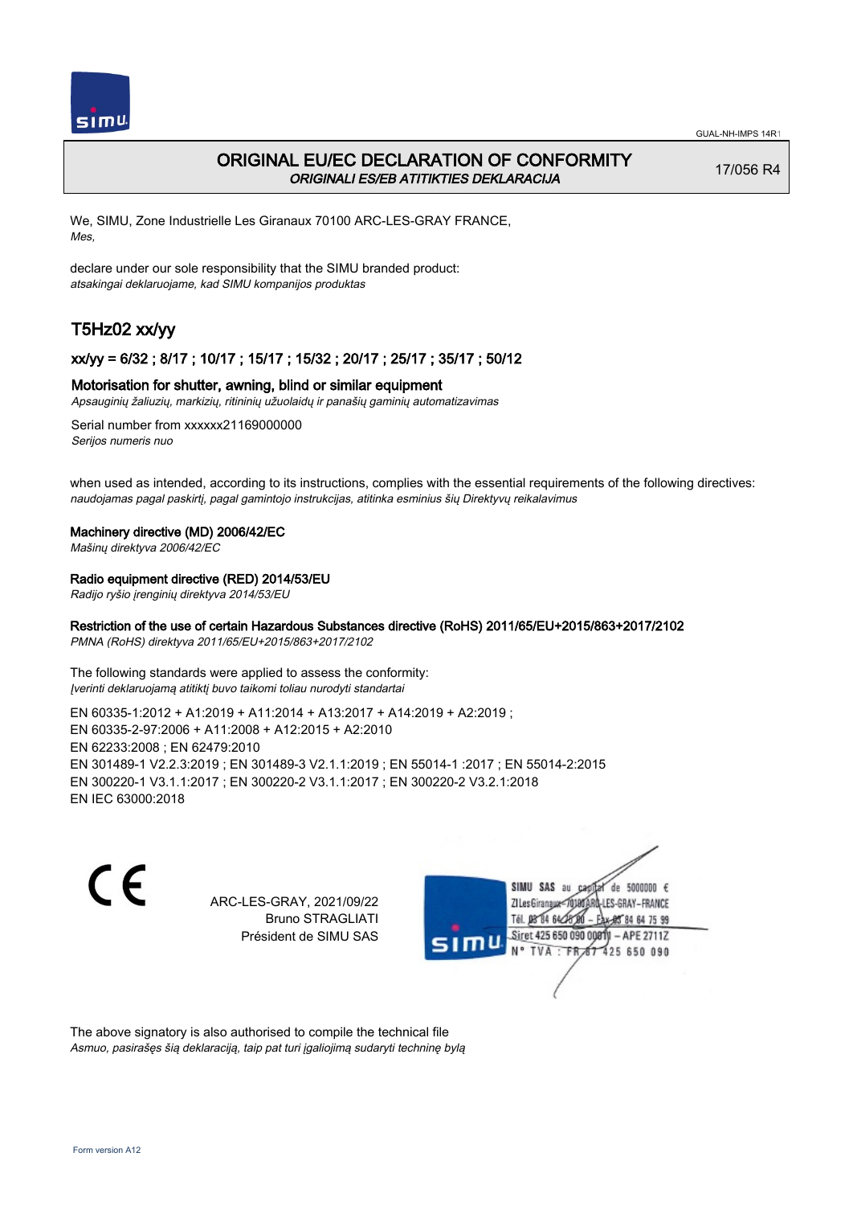GUAL-NH-IMPS 14R1

# ORIGINAL EU/EC DECLARATION OF CONFORMITY
*ORIGINALI ES/EB ATITIKTIES DEKLARACIJA*

17/056 R4

We, SIMU, Zone Industrielle Les Giranaux 70100 ARC-LES-GRAY FRANCE,
*Mes,*

declare under our sole responsibility that the SIMU branded product:
*atsakingai deklaruojame, kad SIMU kompanijos produktas*

## T5Hz02 xx/yy

### xx/yy = 6/32 ; 8/17 ; 10/17 ; 15/17 ; 15/32 ; 20/17 ; 25/17 ; 35/17 ; 50/12

**Motorisation for shutter, awning, blind or similar equipment**
*Apsauginių žaliuzių, markizių, ritininių užuolaidų ir panašių gaminių automatizavimas*

Serial number from xxxxxx21169000000
*Serijos numeris nuo*

when used as intended, according to its instructions, complies with the essential requirements of the following directives:
*naudojamas pagal paskirtį, pagal gamintojo instrukcijas, atitinka esminius šių Direktyvų reikalavimus*

**Machinery directive (MD) 2006/42/EC**
*Mašinų direktyva 2006/42/EC*

**Radio equipment directive (RED) 2014/53/EU**
*Radijo ryšio įrenginių direktyva 2014/53/EU*

**Restriction of the use of certain Hazardous Substances directive (RoHS) 2011/65/EU+2015/863+2017/2102**
*PMNA (RoHS) direktyva 2011/65/EU+2015/863+2017/2102*

The following standards were applied to assess the conformity:
*Įverinti deklaruojamą atitiktį buvo taikomi toliau nurodyti standartai*

EN 60335-1:2012 + A1:2019 + A11:2014 + A13:2017 + A14:2019 + A2:2019 ;
EN 60335-2-97:2006 + A11:2008 + A12:2015 + A2:2010
EN 62233:2008 ; EN 62479:2010
EN 301489-1 V2.2.3:2019 ; EN 301489-3 V2.1.1:2019 ; EN 55014-1 :2017 ; EN 55014-2:2015
EN 300220-1 V3.1.1:2017 ; EN 300220-2 V3.1.1:2017 ; EN 300220-2 V3.2.1:2018
EN IEC 63000:2018

CE

ARC-LES-GRAY, 2021/09/22
Bruno STRAGLIATI
Président de SIMU SAS

SIMU SAS au capital de 5000000 €
ZI Les Giranaux 70100 ARC-LES-GRAY-FRANCE
Tél. 03 84 64 75 00 – Fax 03 84 64 75 99
Siret 425 650 090 00011 – APE 2711Z
N° TVA : FR 67 425 650 090

The above signatory is also authorised to compile the technical file
*Asmuo, pasirašęs šią deklaraciją, taip pat turi įgaliojimą sudaryti techninę bylą*

Form version A12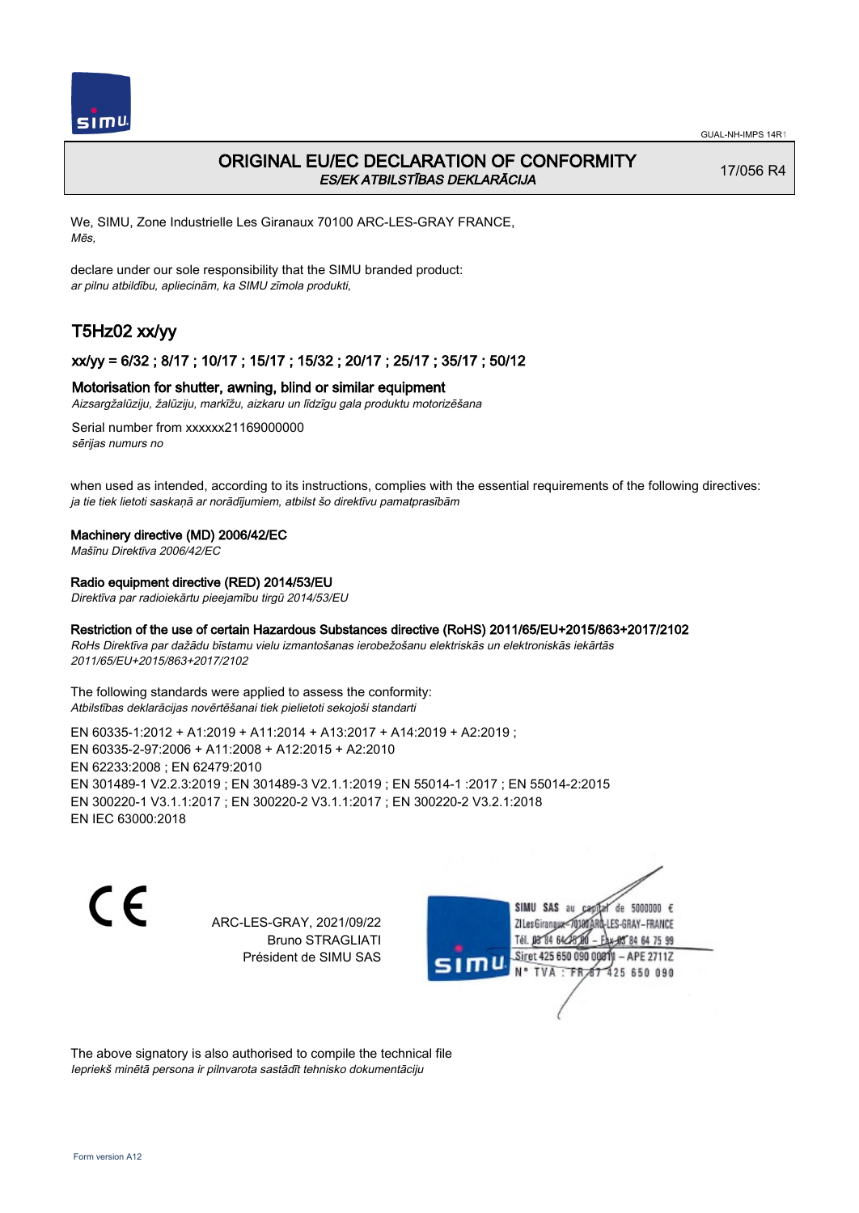# ORIGINAL EU/EC DECLARATION OF CONFORMITY

*ES/EK ATBILSTĪBAS DEKLARĀCIJA*

17/056 R4

We, SIMU, Zone Industrielle Les Giranaux 70100 ARC-LES-GRAY FRANCE,
*Mēs,*

declare under our sole responsibility that the SIMU branded product:
*ar pilnu atbildību, apliecinām, ka SIMU zīmola produkti,*

## T5Hz02 xx/yy

### xx/yy = 6/32 ; 8/17 ; 10/17 ; 15/17 ; 15/32 ; 20/17 ; 25/17 ; 35/17 ; 50/12

**Motorisation for shutter, awning, blind or similar equipment**
*Aizsargžalūziju, žalūziju, markīžu, aizkaru un līdzīgu gala produktu motorizēšana*

Serial number from xxxxxx21169000000
*sērijas numurs no*

when used as intended, according to its instructions, complies with the essential requirements of the following directives:
*ja tie tiek lietoti saskaņā ar norādījumiem, atbilst šo direktīvu pamatprasībām*

**Machinery directive (MD) 2006/42/EC**
*Mašīnu Direktīva 2006/42/EC*

**Radio equipment directive (RED) 2014/53/EU**
*Direktīva par radioiekārtu pieejamību tirgū 2014/53/EU*

**Restriction of the use of certain Hazardous Substances directive (RoHS) 2011/65/EU+2015/863+2017/2102**
*RoHs Direktīva par dažādu bīstamu vielu izmantošanas ierobežošanu elektriskās un elektroniskās iekārtās 2011/65/EU+2015/863+2017/2102*

The following standards were applied to assess the conformity:
*Atbilstības deklarācijas novērtēšanai tiek pielietoti sekojoši standarti*

EN 60335-1:2012 + A1:2019 + A11:2014 + A13:2017 + A14:2019 + A2:2019 ;
EN 60335-2-97:2006 + A11:2008 + A12:2015 + A2:2010
EN 62233:2008 ; EN 62479:2010
EN 301489-1 V2.2.3:2019 ; EN 301489-3 V2.1.1:2019 ; EN 55014-1 :2017 ; EN 55014-2:2015
EN 300220-1 V3.1.1:2017 ; EN 300220-2 V3.1.1:2017 ; EN 300220-2 V3.2.1:2018
EN IEC 63000:2018

CE

ARC-LES-GRAY, 2021/09/22
Bruno STRAGLIATI
Président de SIMU SAS

SIMU SAS au capital de 5000000 €
ZI Les Giranaux 70100 ARC-LES-GRAY-FRANCE
Tél. 03 84 64 75 00 – Fax 03 84 64 75 99
Siret 425 650 090 00011 – APE 2711Z
N° TVA : FR 87 425 650 090

The above signatory is also authorised to compile the technical file
*Iepriekš minētā persona ir pilnvarota sastādīt tehnisko dokumentāciju*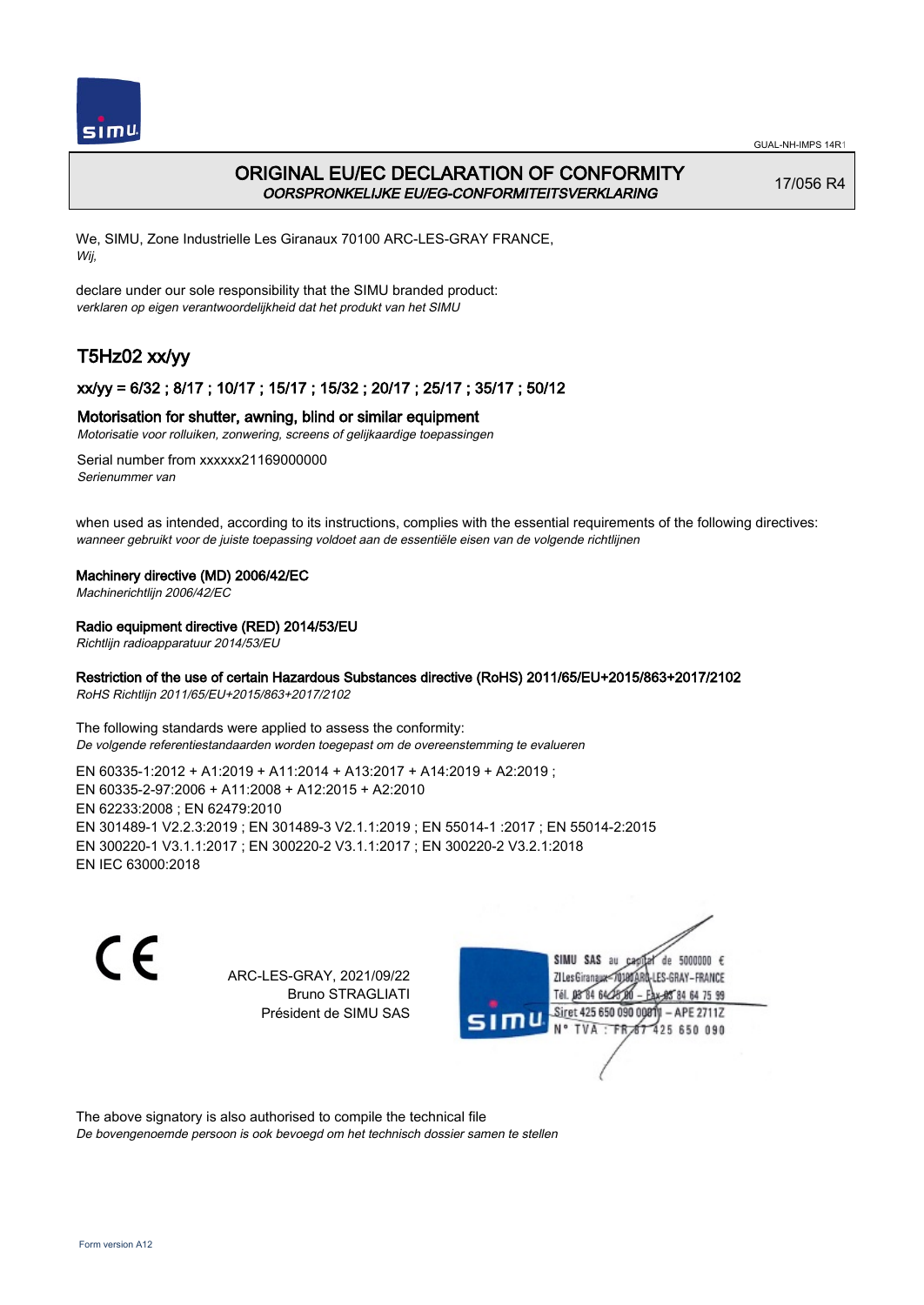GUAL-NH-IMPS 14R1

# ORIGINAL EU/EC DECLARATION OF CONFORMITY
*OORSPRONKELIJKE EU/EG-CONFORMITEITSVERKLARING*

17/056 R4

We, SIMU, Zone Industrielle Les Giranaux 70100 ARC-LES-GRAY FRANCE,
*Wij,*

declare under our sole responsibility that the SIMU branded product:
*verklaren op eigen verantwoordelijkheid dat het produkt van het SIMU*

## T5Hz02 xx/yy

### xx/yy = 6/32 ; 8/17 ; 10/17 ; 15/17 ; 15/32 ; 20/17 ; 25/17 ; 35/17 ; 50/12

### Motorisation for shutter, awning, blind or similar equipment
*Motorisatie voor rolluiken, zonwering, screens of gelijkaardige toepassingen*

Serial number from xxxxxx21169000000
*Serienummer van*

when used as intended, according to its instructions, complies with the essential requirements of the following directives:
*wanneer gebruikt voor de juiste toepassing voldoet aan de essentiële eisen van de volgende richtlijnen*

**Machinery directive (MD) 2006/42/EC**
*Machinerichtlijn 2006/42/EC*

**Radio equipment directive (RED) 2014/53/EU**
*Richtlijn radioapparatuur 2014/53/EU*

**Restriction of the use of certain Hazardous Substances directive (RoHS) 2011/65/EU+2015/863+2017/2102**
*RoHS Richtlijn 2011/65/EU+2015/863+2017/2102*

The following standards were applied to assess the conformity:
*De volgende referentiestandaarden worden toegepast om de overeenstemming te evalueren*

EN 60335-1:2012 + A1:2019 + A11:2014 + A13:2017 + A14:2019 + A2:2019 ;
EN 60335-2-97:2006 + A11:2008 + A12:2015 + A2:2010
EN 62233:2008 ; EN 62479:2010
EN 301489-1 V2.2.3:2019 ; EN 301489-3 V2.1.1:2019 ; EN 55014-1 :2017 ; EN 55014-2:2015
EN 300220-1 V3.1.1:2017 ; EN 300220-2 V3.1.1:2017 ; EN 300220-2 V3.2.1:2018
EN IEC 63000:2018

CE

ARC-LES-GRAY, 2021/09/22
Bruno STRAGLIATI
Président de SIMU SAS

SIMU SAS au capital de 5000000 €
ZI Les Giranaux 70100 ARC-LES-GRAY-FRANCE
Tél. 03 84 64 75 00 – Fax 03 84 64 75 99
Siret 425 650 090 00011 – APE 2711Z
N° TVA : FR 67 425 650 090

The above signatory is also authorised to compile the technical file
*De bovengenoemde persoon is ook bevoegd om het technisch dossier samen te stellen*

Form version A12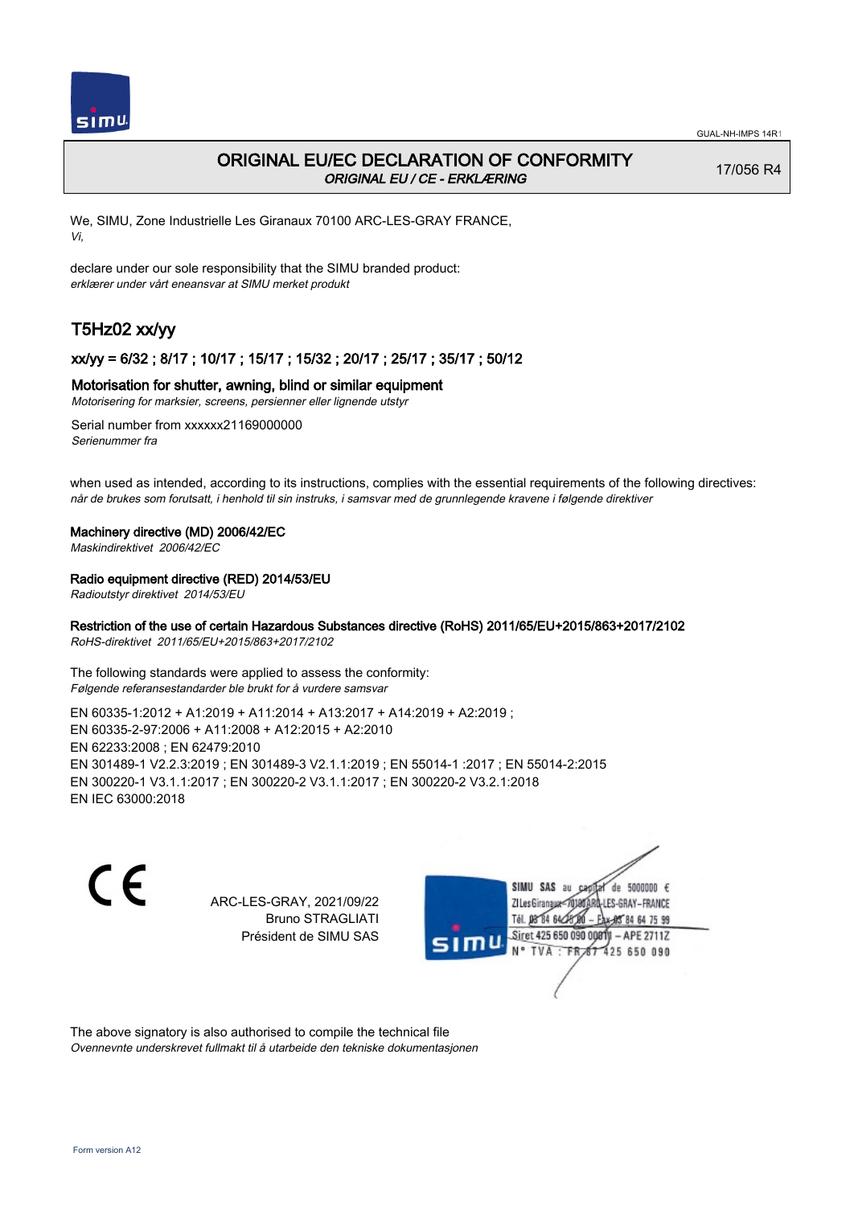# ORIGINAL EU/EC DECLARATION OF CONFORMITY

*ORIGINAL EU / CE - ERKLÆRING*

17/056 R4

We, SIMU, Zone Industrielle Les Giranaux 70100 ARC-LES-GRAY FRANCE,
*Vi,*

declare under our sole responsibility that the SIMU branded product:
*erklærer under vårt eneansvar at SIMU merket produkt*

## T5Hz02 xx/yy

### xx/yy = 6/32 ; 8/17 ; 10/17 ; 15/17 ; 15/32 ; 20/17 ; 25/17 ; 35/17 ; 50/12

**Motorisation for shutter, awning, blind or similar equipment**
*Motorisering for marksier, screens, persienner eller lignende utstyr*

Serial number from xxxxxx21169000000
*Serienummer fra*

when used as intended, according to its instructions, complies with the essential requirements of the following directives:
*når de brukes som forutsatt, i henhold til sin instruks, i samsvar med de grunnlegende kravene i følgende direktiver*

**Machinery directive (MD) 2006/42/EC**
*Maskindirektivet 2006/42/EC*

**Radio equipment directive (RED) 2014/53/EU**
*Radioutstyr direktivet 2014/53/EU*

**Restriction of the use of certain Hazardous Substances directive (RoHS) 2011/65/EU+2015/863+2017/2102**
*RoHS-direktivet 2011/65/EU+2015/863+2017/2102*

The following standards were applied to assess the conformity:
*Følgende referansestandarder ble brukt for å vurdere samsvar*

EN 60335-1:2012 + A1:2019 + A11:2014 + A13:2017 + A14:2019 + A2:2019 ;
EN 60335-2-97:2006 + A11:2008 + A12:2015 + A2:2010
EN 62233:2008 ; EN 62479:2010
EN 301489-1 V2.2.3:2019 ; EN 301489-3 V2.1.1:2019 ; EN 55014-1 :2017 ; EN 55014-2:2015
EN 300220-1 V3.1.1:2017 ; EN 300220-2 V3.1.1:2017 ; EN 300220-2 V3.2.1:2018
EN IEC 63000:2018

CE

ARC-LES-GRAY, 2021/09/22
Bruno STRAGLIATI
Président de SIMU SAS

SIMU SAS au capital de 5000000 €
ZI Les Giranaux 70100 ARC-LES-GRAY-FRANCE
Tél. 03 84 64 75 00 – Fax 03 84 64 75 99
Siret 425 650 090 00011 – APE 2711Z
N° TVA : FR 67 425 650 090

The above signatory is also authorised to compile the technical file
*Ovennevnte underskrevet fullmakt til å utarbeide den tekniske dokumentasjonen*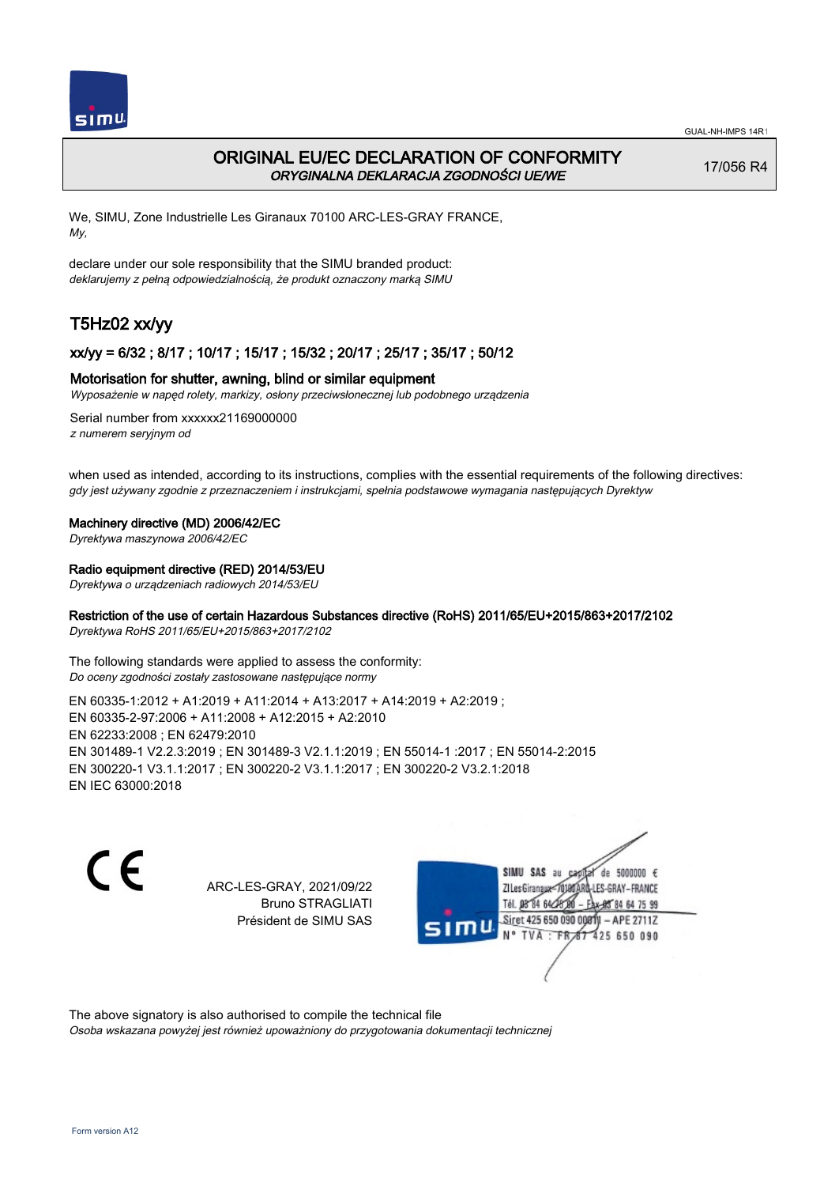# ORIGINAL EU/EC DECLARATION OF CONFORMITY

*ORYGINALNA DEKLARACJA ZGODNOŚCI UE/WE*

17/056 R4

We, SIMU, Zone Industrielle Les Giranaux 70100 ARC-LES-GRAY FRANCE,
*My,*

declare under our sole responsibility that the SIMU branded product:
*deklarujemy z pełną odpowiedzialnością, że produkt oznaczony marką SIMU*

## T5Hz02 xx/yy

### xx/yy = 6/32 ; 8/17 ; 10/17 ; 15/17 ; 15/32 ; 20/17 ; 25/17 ; 35/17 ; 50/12

**Motorisation for shutter, awning, blind or similar equipment**
*Wyposażenie w napęd rolety, markizy, osłony przeciwsłonecznej lub podobnego urządzenia*

Serial number from xxxxxx21169000000
*z numerem seryjnym od*

when used as intended, according to its instructions, complies with the essential requirements of the following directives:
*gdy jest używany zgodnie z przeznaczeniem i instrukcjami, spełnia podstawowe wymagania następujących Dyrektyw*

**Machinery directive (MD) 2006/42/EC**
*Dyrektywa maszynowa 2006/42/EC*

**Radio equipment directive (RED) 2014/53/EU**
*Dyrektywa o urządzeniach radiowych 2014/53/EU*

**Restriction of the use of certain Hazardous Substances directive (RoHS) 2011/65/EU+2015/863+2017/2102**
*Dyrektywa RoHS 2011/65/EU+2015/863+2017/2102*

The following standards were applied to assess the conformity:
*Do oceny zgodności zostały zastosowane następujące normy*

EN 60335-1:2012 + A1:2019 + A11:2014 + A13:2017 + A14:2019 + A2:2019 ;
EN 60335-2-97:2006 + A11:2008 + A12:2015 + A2:2010
EN 62233:2008 ; EN 62479:2010
EN 301489-1 V2.2.3:2019 ; EN 301489-3 V2.1.1:2019 ; EN 55014-1 :2017 ; EN 55014-2:2015
EN 300220-1 V3.1.1:2017 ; EN 300220-2 V3.1.1:2017 ; EN 300220-2 V3.2.1:2018
EN IEC 63000:2018

ARC-LES-GRAY, 2021/09/22
Bruno STRAGLIATI
Président de SIMU SAS

SIMU SAS au capital de 5000000 €
ZI Les Giranaux 70100 ARC-LES-GRAY-FRANCE
Tél. 03 84 64 75 00 – Fax 03 84 64 75 99
Siret 425 650 090 00011 – APE 2711Z
N° TVA : FR 67 425 650 090

The above signatory is also authorised to compile the technical file
*Osoba wskazana powyżej jest również upoważniony do przygotowania dokumentacji technicznej*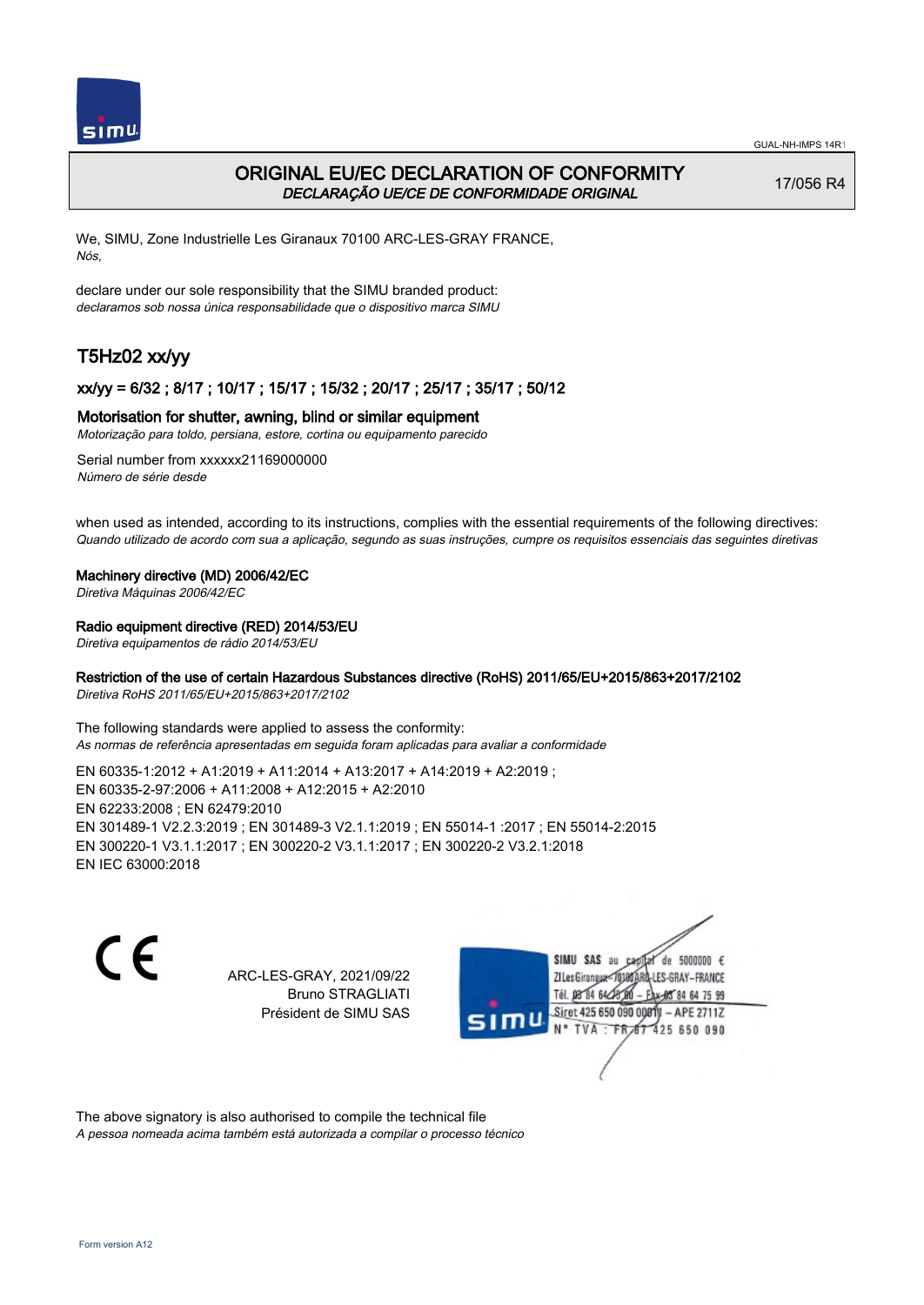# ORIGINAL EU/EC DECLARATION OF CONFORMITY
*DECLARAÇÃO UE/CE DE CONFORMIDADE ORIGINAL*

17/056 R4

We, SIMU, Zone Industrielle Les Giranaux 70100 ARC-LES-GRAY FRANCE,
*Nós,*

declare under our sole responsibility that the SIMU branded product:
*declaramos sob nossa única responsabilidade que o dispositivo marca SIMU*

## T5Hz02 xx/yy

### xx/yy = 6/32 ; 8/17 ; 10/17 ; 15/17 ; 15/32 ; 20/17 ; 25/17 ; 35/17 ; 50/12

### Motorisation for shutter, awning, blind or similar equipment
*Motorização para toldo, persiana, estore, cortina ou equipamento parecido*

Serial number from xxxxxx21169000000
*Número de série desde*

when used as intended, according to its instructions, complies with the essential requirements of the following directives:
*Quando utilizado de acordo com sua a aplicação, segundo as suas instruções, cumpre os requisitos essenciais das seguintes diretivas*

**Machinery directive (MD) 2006/42/EC**
*Diretiva Máquinas 2006/42/EC*

**Radio equipment directive (RED) 2014/53/EU**
*Diretiva equipamentos de rádio 2014/53/EU*

**Restriction of the use of certain Hazardous Substances directive (RoHS) 2011/65/EU+2015/863+2017/2102**
*Diretiva RoHS 2011/65/EU+2015/863+2017/2102*

The following standards were applied to assess the conformity:
*As normas de referência apresentadas em seguida foram aplicadas para avaliar a conformidade*

EN 60335-1:2012 + A1:2019 + A11:2014 + A13:2017 + A14:2019 + A2:2019 ;
EN 60335-2-97:2006 + A11:2008 + A12:2015 + A2:2010
EN 62233:2008 ; EN 62479:2010
EN 301489-1 V2.2.3:2019 ; EN 301489-3 V2.1.1:2019 ; EN 55014-1 :2017 ; EN 55014-2:2015
EN 300220-1 V3.1.1:2017 ; EN 300220-2 V3.1.1:2017 ; EN 300220-2 V3.2.1:2018
EN IEC 63000:2018

CE

ARC-LES-GRAY, 2021/09/22
Bruno STRAGLIATI
Président de SIMU SAS

SIMU SAS au capital de 5000000 €
ZI Les Giranaux 70100 ARC-LES-GRAY-FRANCE
Tél. 03 84 64 75 00 – Fax 03 84 64 75 99
Siret 425 650 090 00011 – APE 2711Z
N° TVA : FR 67 425 650 090

The above signatory is also authorised to compile the technical file
*A pessoa nomeada acima também está autorizada a compilar o processo técnico*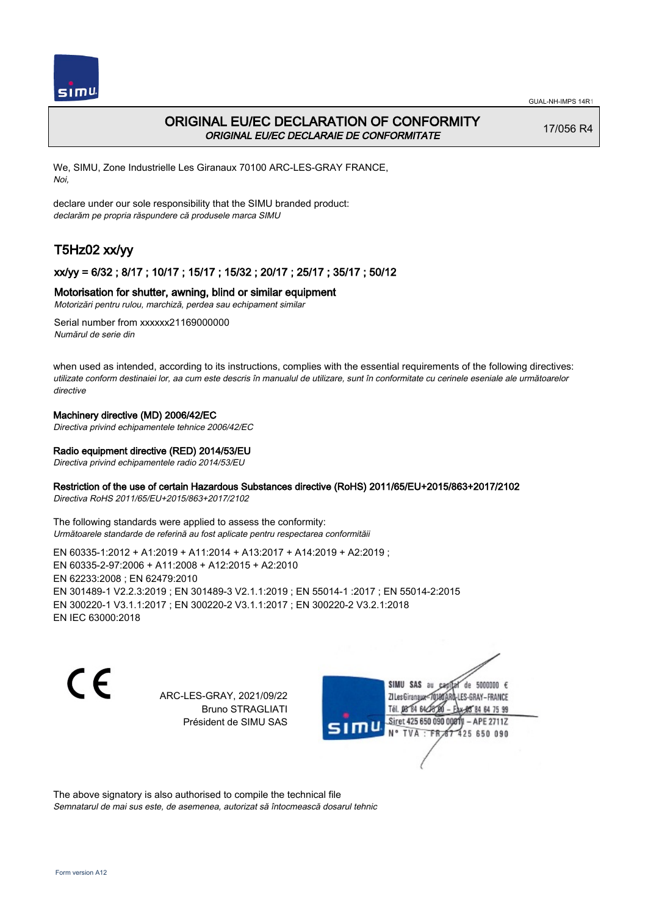# ORIGINAL EU/EC DECLARATION OF CONFORMITY

*ORIGINAL EU/EC DECLARAIE DE CONFORMITATE*

17/056 R4

We, SIMU, Zone Industrielle Les Giranaux 70100 ARC-LES-GRAY FRANCE,
*Noi,*

declare under our sole responsibility that the SIMU branded product:
*declarăm pe propria răspundere că produsele marca SIMU*

## T5Hz02 xx/yy

### xx/yy = 6/32 ; 8/17 ; 10/17 ; 15/17 ; 15/32 ; 20/17 ; 25/17 ; 35/17 ; 50/12

### Motorisation for shutter, awning, blind or similar equipment

*Motorizări pentru rulou, marchiză, perdea sau echipament similar*

Serial number from xxxxxx21169000000
*Numărul de serie din*

when used as intended, according to its instructions, complies with the essential requirements of the following directives:
*utilizate conform destinaiei lor, aa cum este descris în manualul de utilizare, sunt în conformitate cu cerinele eseniale ale următoarelor directive*

Machinery directive (MD) 2006/42/EC
*Directiva privind echipamentele tehnice 2006/42/EC*

Radio equipment directive (RED) 2014/53/EU
*Directiva privind echipamentele radio 2014/53/EU*

Restriction of the use of certain Hazardous Substances directive (RoHS) 2011/65/EU+2015/863+2017/2102
*Directiva RoHS 2011/65/EU+2015/863+2017/2102*

The following standards were applied to assess the conformity:
*Următoarele standarde de referină au fost aplicate pentru respectarea conformităii*

EN 60335-1:2012 + A1:2019 + A11:2014 + A13:2017 + A14:2019 + A2:2019 ;
EN 60335-2-97:2006 + A11:2008 + A12:2015 + A2:2010
EN 62233:2008 ; EN 62479:2010
EN 301489-1 V2.2.3:2019 ; EN 301489-3 V2.1.1:2019 ; EN 55014-1 :2017 ; EN 55014-2:2015
EN 300220-1 V3.1.1:2017 ; EN 300220-2 V3.1.1:2017 ; EN 300220-2 V3.2.1:2018
EN IEC 63000:2018

CE

ARC-LES-GRAY, 2021/09/22
Bruno STRAGLIATI
Président de SIMU SAS

SIMU SAS au capital de 5000000 €
ZI Les Giranaux 70100 ARC-LES-GRAY-FRANCE
Tél. 03 84 64 75 00 – Fax 03 84 64 75 99
Siret 425 650 090 00011 – APE 2711Z
N° TVA : FR 87 425 650 090

The above signatory is also authorised to compile the technical file
*Semnatarul de mai sus este, de asemenea, autorizat să întocmească dosarul tehnic*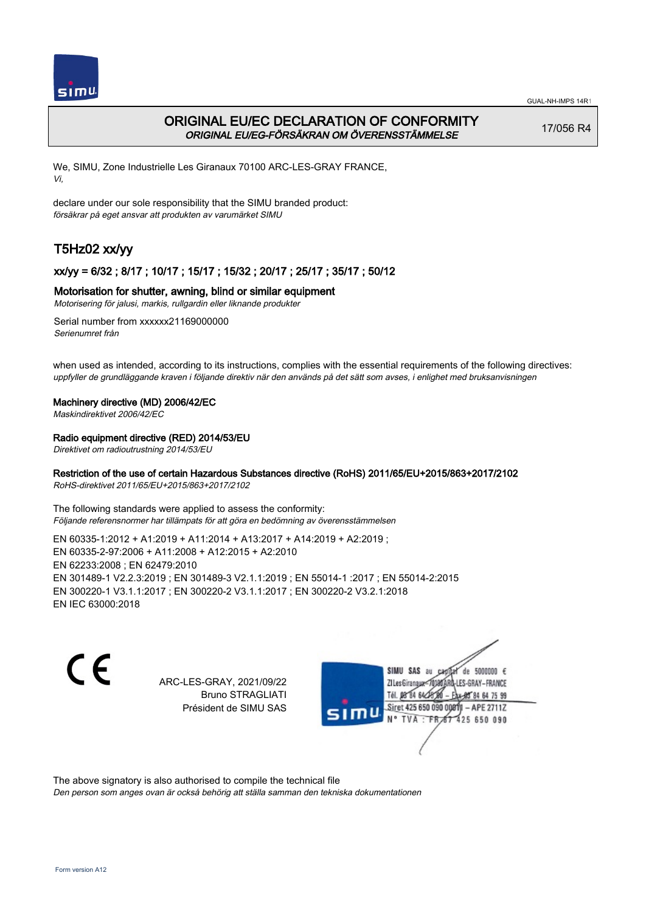# ORIGINAL EU/EC DECLARATION OF CONFORMITY

*ORIGINAL EU/EG-FÖRSÄKRAN OM ÖVERENSSTÄMMELSE*

17/056 R4

We, SIMU, Zone Industrielle Les Giranaux 70100 ARC-LES-GRAY FRANCE,
*Vi,*

declare under our sole responsibility that the SIMU branded product:
*försäkrar på eget ansvar att produkten av varumärket SIMU*

## T5Hz02 xx/yy

### xx/yy = 6/32 ; 8/17 ; 10/17 ; 15/17 ; 15/32 ; 20/17 ; 25/17 ; 35/17 ; 50/12

### Motorisation for shutter, awning, blind or similar equipment

*Motorisering för jalusi, markis, rullgardin eller liknande produkter*

Serial number from xxxxxx21169000000
*Serienumret från*

when used as intended, according to its instructions, complies with the essential requirements of the following directives:
*uppfyller de grundläggande kraven i följande direktiv när den används på det sätt som avses, i enlighet med bruksanvisningen*

**Machinery directive (MD) 2006/42/EC**
*Maskindirektivet 2006/42/EC*

**Radio equipment directive (RED) 2014/53/EU**
*Direktivet om radioutrustning 2014/53/EU*

**Restriction of the use of certain Hazardous Substances directive (RoHS) 2011/65/EU+2015/863+2017/2102**
*RoHS-direktivet 2011/65/EU+2015/863+2017/2102*

The following standards were applied to assess the conformity:
*Följande referensnormer har tillämpats för att göra en bedömning av överensstämmelsen*

EN 60335-1:2012 + A1:2019 + A11:2014 + A13:2017 + A14:2019 + A2:2019 ;
EN 60335-2-97:2006 + A11:2008 + A12:2015 + A2:2010
EN 62233:2008 ; EN 62479:2010
EN 301489-1 V2.2.3:2019 ; EN 301489-3 V2.1.1:2019 ; EN 55014-1 :2017 ; EN 55014-2:2015
EN 300220-1 V3.1.1:2017 ; EN 300220-2 V3.1.1:2017 ; EN 300220-2 V3.2.1:2018
EN IEC 63000:2018

CE

ARC-LES-GRAY, 2021/09/22
Bruno STRAGLIATI
Président de SIMU SAS

SIMU SAS au capital de 5000000 €
ZI Les Giranaux 70100 ARC-LES-GRAY-FRANCE
Tél. 03 84 64 75 00 – Fax 03 84 64 75 99
Siret 425 650 090 00011 – APE 2711Z
N° TVA : FR 67 425 650 090

The above signatory is also authorised to compile the technical file
*Den person som anges ovan är också behörig att ställa samman den tekniska dokumentationen*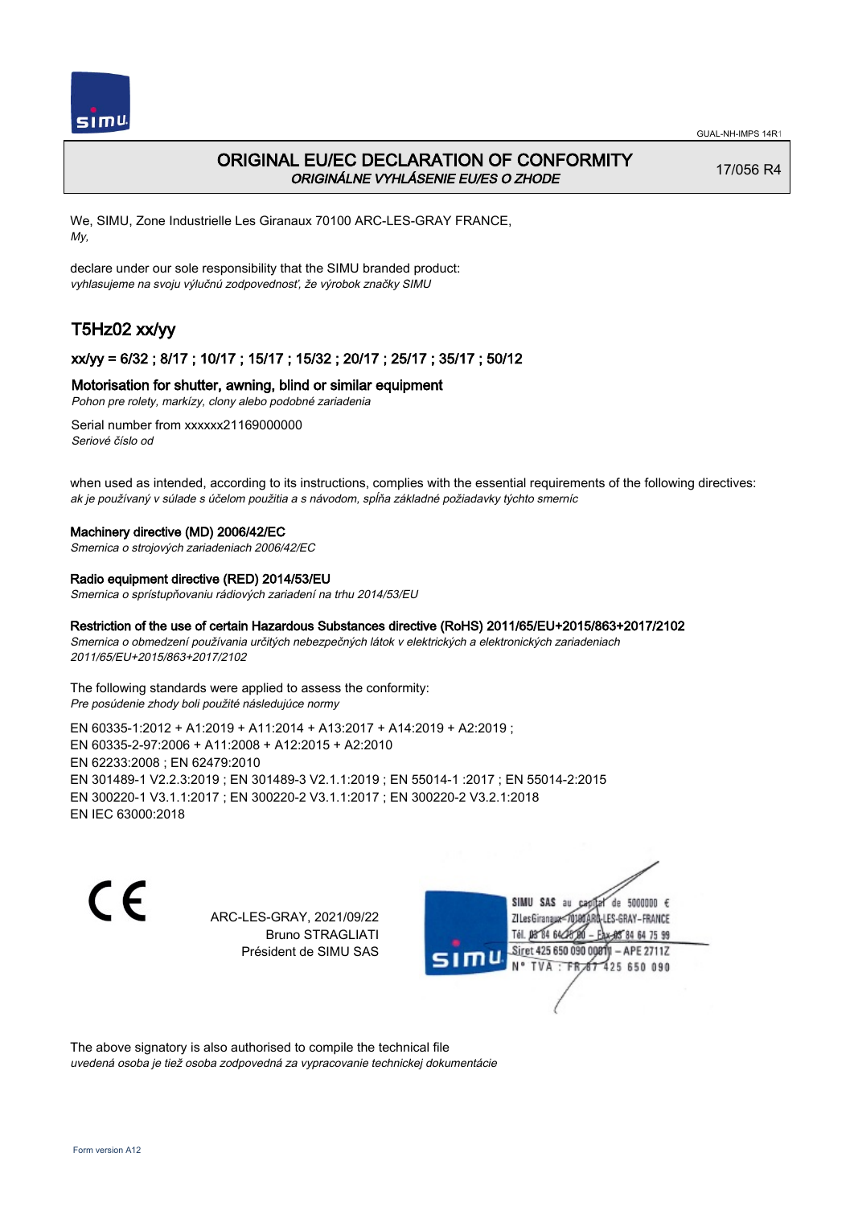# ORIGINAL EU/EC DECLARATION OF CONFORMITY

*ORIGINÁLNE VYHLÁSENIE EU/ES O ZHODE*

17/056 R4

We, SIMU, Zone Industrielle Les Giranaux 70100 ARC-LES-GRAY FRANCE,
*My,*

declare under our sole responsibility that the SIMU branded product:
*vyhlasujeme na svoju výlučnú zodpovednosť, že výrobok značky SIMU*

## T5Hz02 xx/yy

### xx/yy = 6/32 ; 8/17 ; 10/17 ; 15/17 ; 15/32 ; 20/17 ; 25/17 ; 35/17 ; 50/12

**Motorisation for shutter, awning, blind or similar equipment**
*Pohon pre rolety, markízy, clony alebo podobné zariadenia*

Serial number from xxxxxx21169000000
*Seriové číslo od*

when used as intended, according to its instructions, complies with the essential requirements of the following directives:
*ak je používaný v súlade s účelom použitia a s návodom, spĺňa základné požiadavky týchto smerníc*

**Machinery directive (MD) 2006/42/EC**
*Smernica o strojových zariadeniach 2006/42/EC*

**Radio equipment directive (RED) 2014/53/EU**
*Smernica o sprístupňovaniu rádiových zariadení na trhu 2014/53/EU*

**Restriction of the use of certain Hazardous Substances directive (RoHS) 2011/65/EU+2015/863+2017/2102**
*Smernica o obmedzení používania určitých nebezpečných látok v elektrických a elektronických zariadeniach 2011/65/EU+2015/863+2017/2102*

The following standards were applied to assess the conformity:
*Pre posúdenie zhody boli použité následujúce normy*

EN 60335-1:2012 + A1:2019 + A11:2014 + A13:2017 + A14:2019 + A2:2019 ;
EN 60335-2-97:2006 + A11:2008 + A12:2015 + A2:2010
EN 62233:2008 ; EN 62479:2010
EN 301489-1 V2.2.3:2019 ; EN 301489-3 V2.1.1:2019 ; EN 55014-1 :2017 ; EN 55014-2:2015
EN 300220-1 V3.1.1:2017 ; EN 300220-2 V3.1.1:2017 ; EN 300220-2 V3.2.1:2018
EN IEC 63000:2018

CE

ARC-LES-GRAY, 2021/09/22
Bruno STRAGLIATI
Président de SIMU SAS

SIMU SAS au capital de 5000000 €
ZI Les Giranaux 70100 ARC-LES-GRAY-FRANCE
Tél. 03 84 64 75 00 – Fax 03 84 64 75 99
Siret 425 650 090 00011 – APE 2711Z
N° TVA : FR 87 425 650 090

The above signatory is also authorised to compile the technical file
*uvedená osoba je tiež osoba zodpovedná za vypracovanie technickej dokumentácie*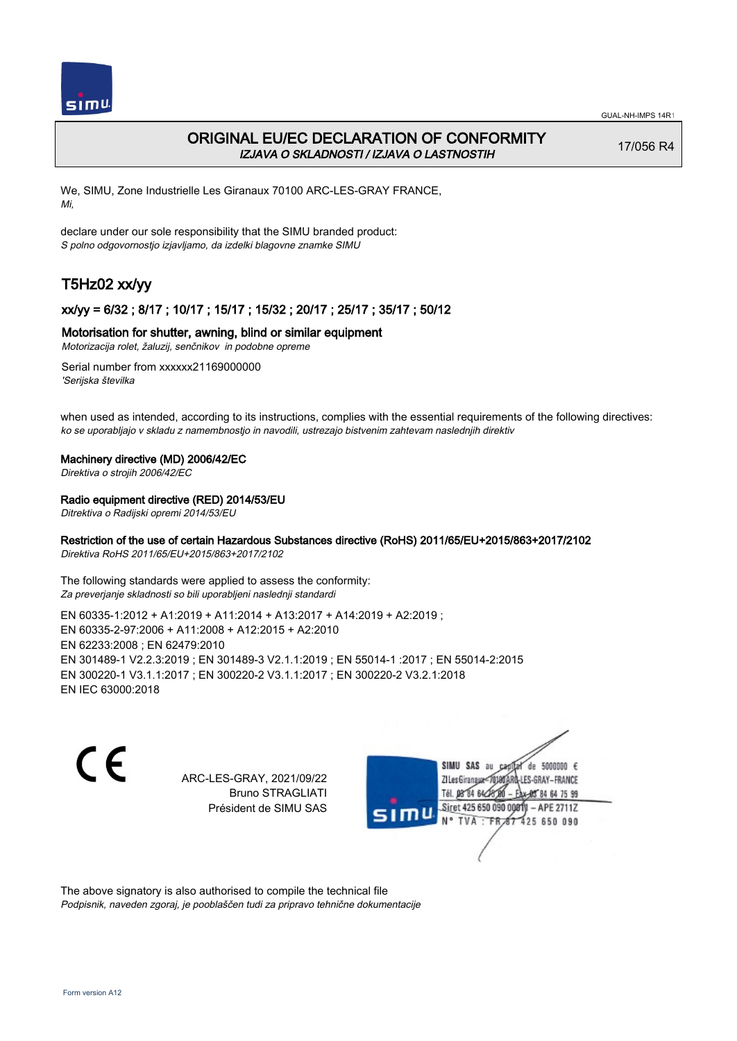# ORIGINAL EU/EC DECLARATION OF CONFORMITY

*IZJAVA O SKLADNOSTI / IZJAVA O LASTNOSTIH*

17/056 R4

We, SIMU, Zone Industrielle Les Giranaux 70100 ARC-LES-GRAY FRANCE,
*Mi,*

declare under our sole responsibility that the SIMU branded product:
*S polno odgovornostjo izjavljamo, da izdelki blagovne znamke SIMU*

## T5Hz02 xx/yy

### xx/yy = 6/32 ; 8/17 ; 10/17 ; 15/17 ; 15/32 ; 20/17 ; 25/17 ; 35/17 ; 50/12

### Motorisation for shutter, awning, blind or similar equipment

*Motorizacija rolet, žaluzij, senčnikov in podobne opreme*

Serial number from xxxxxx21169000000
*'Serijska številka*

when used as intended, according to its instructions, complies with the essential requirements of the following directives:
*ko se uporabljajo v skladu z namembnostjo in navodili, ustrezajo bistvenim zahtevam naslednjih direktiv*

**Machinery directive (MD) 2006/42/EC**
*Direktiva o strojih 2006/42/EC*

**Radio equipment directive (RED) 2014/53/EU**
*Ditrektiva o Radijski opremi 2014/53/EU*

**Restriction of the use of certain Hazardous Substances directive (RoHS) 2011/65/EU+2015/863+2017/2102**
*Direktiva RoHS 2011/65/EU+2015/863+2017/2102*

The following standards were applied to assess the conformity:
*Za preverjanje skladnosti so bili uporabljeni naslednji standardi*

EN 60335-1:2012 + A1:2019 + A11:2014 + A13:2017 + A14:2019 + A2:2019 ;
EN 60335-2-97:2006 + A11:2008 + A12:2015 + A2:2010
EN 62233:2008 ; EN 62479:2010
EN 301489-1 V2.2.3:2019 ; EN 301489-3 V2.1.1:2019 ; EN 55014-1 :2017 ; EN 55014-2:2015
EN 300220-1 V3.1.1:2017 ; EN 300220-2 V3.1.1:2017 ; EN 300220-2 V3.2.1:2018
EN IEC 63000:2018

CE

ARC-LES-GRAY, 2021/09/22
Bruno STRAGLIATI
Président de SIMU SAS

SIMU SAS au capital de 5000000 €
ZI Les Giranaux 70100 ARC-LES-GRAY-FRANCE
Tél. 03 84 64 75 00 – Fax 03 84 64 75 99
Siret 425 650 090 00011 – APE 2711Z
N° TVA : FR 67 425 650 090

The above signatory is also authorised to compile the technical file
*Podpisnik, naveden zgoraj, je pooblaščen tudi za pripravo tehnične dokumentacije*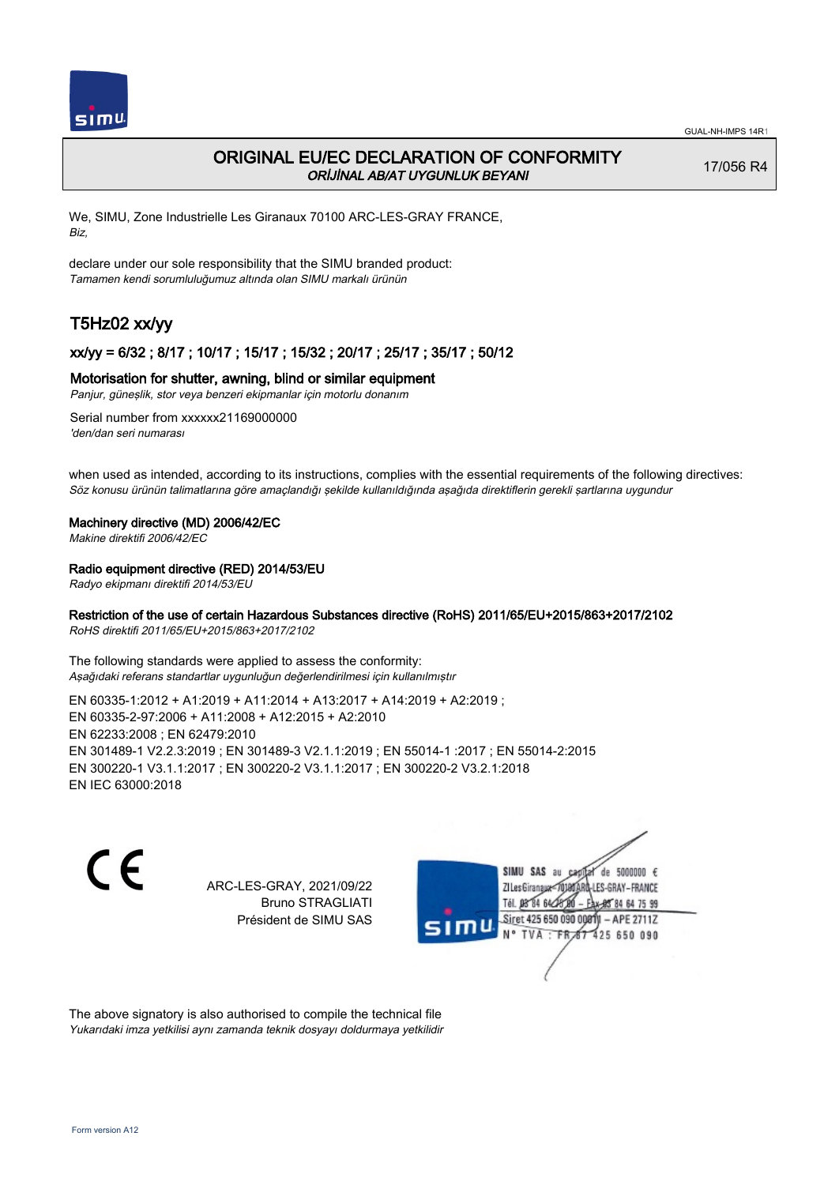# ORIGINAL EU/EC DECLARATION OF CONFORMITY
*ORİJİNAL AB/AT UYGUNLUK BEYANI*

17/056 R4

We, SIMU, Zone Industrielle Les Giranaux 70100 ARC-LES-GRAY FRANCE,
*Biz,*

declare under our sole responsibility that the SIMU branded product:
*Tamamen kendi sorumluluğumuz altında olan SIMU markalı ürünün*

## T5Hz02 xx/yy

### xx/yy = 6/32 ; 8/17 ; 10/17 ; 15/17 ; 15/32 ; 20/17 ; 25/17 ; 35/17 ; 50/12

### Motorisation for shutter, awning, blind or similar equipment
*Panjur, güneşlik, stor veya benzeri ekipmanlar için motorlu donanım*

Serial number from xxxxxx21169000000
*'den/dan seri numarası*

when used as intended, according to its instructions, complies with the essential requirements of the following directives:
*Söz konusu ürünün talimatlarına göre amaçlandığı şekilde kullanıldığında aşağıda direktiflerin gerekli şartlarına uygundur*

**Machinery directive (MD) 2006/42/EC**
*Makine direktifi 2006/42/EC*

**Radio equipment directive (RED) 2014/53/EU**
*Radyo ekipmanı direktifi 2014/53/EU*

**Restriction of the use of certain Hazardous Substances directive (RoHS) 2011/65/EU+2015/863+2017/2102**
*RoHS direktifi 2011/65/EU+2015/863+2017/2102*

The following standards were applied to assess the conformity:
*Aşağıdaki referans standartlar uygunluğun değerlendirilmesi için kullanılmıştır*

EN 60335-1:2012 + A1:2019 + A11:2014 + A13:2017 + A14:2019 + A2:2019 ;
EN 60335-2-97:2006 + A11:2008 + A12:2015 + A2:2010
EN 62233:2008 ; EN 62479:2010
EN 301489-1 V2.2.3:2019 ; EN 301489-3 V2.1.1:2019 ; EN 55014-1 :2017 ; EN 55014-2:2015
EN 300220-1 V3.1.1:2017 ; EN 300220-2 V3.1.1:2017 ; EN 300220-2 V3.2.1:2018
EN IEC 63000:2018

CE

ARC-LES-GRAY, 2021/09/22
Bruno STRAGLIATI
Président de SIMU SAS

SIMU SAS au capital de 5000000 €
ZI Les Giranaux 70100 ARC-LES-GRAY-FRANCE
Tél. 03 84 64 75 00 – Fax 03 84 64 75 99
Siret 425 650 090 00011 – APE 2711Z
N° TVA : FR 67 425 650 090

The above signatory is also authorised to compile the technical file
*Yukarıdaki imza yetkilisi aynı zamanda teknik dosyayı doldurmaya yetkilidir*